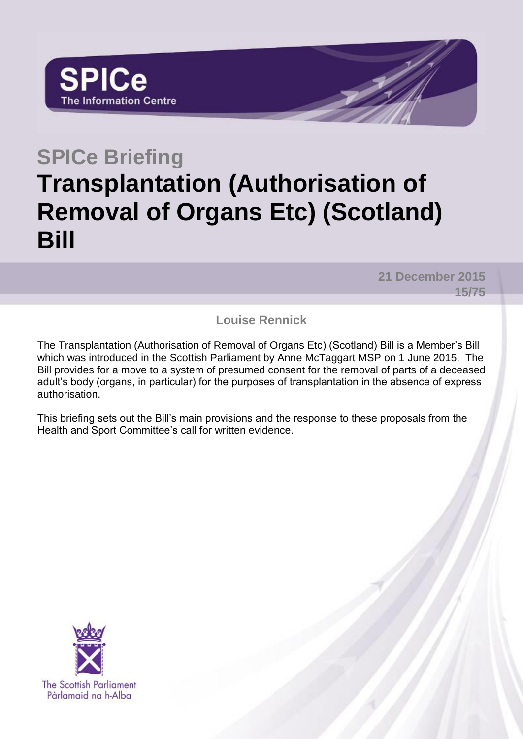SPICe
The Information Centre

# SPICe Briefing

# Transplantation (Authorisation of Removal of Organs Etc) (Scotland) Bill

**21 December 2015**
**15/75**

**Louise Rennick**

The Transplantation (Authorisation of Removal of Organs Etc) (Scotland) Bill is a Member's Bill which was introduced in the Scottish Parliament by Anne McTaggart MSP on 1 June 2015. The Bill provides for a move to a system of presumed consent for the removal of parts of a deceased adult's body (organs, in particular) for the purposes of transplantation in the absence of express authorisation.

This briefing sets out the Bill's main provisions and the response to these proposals from the Health and Sport Committee's call for written evidence.

The Scottish Parliament
Pàrlamaid na h-Alba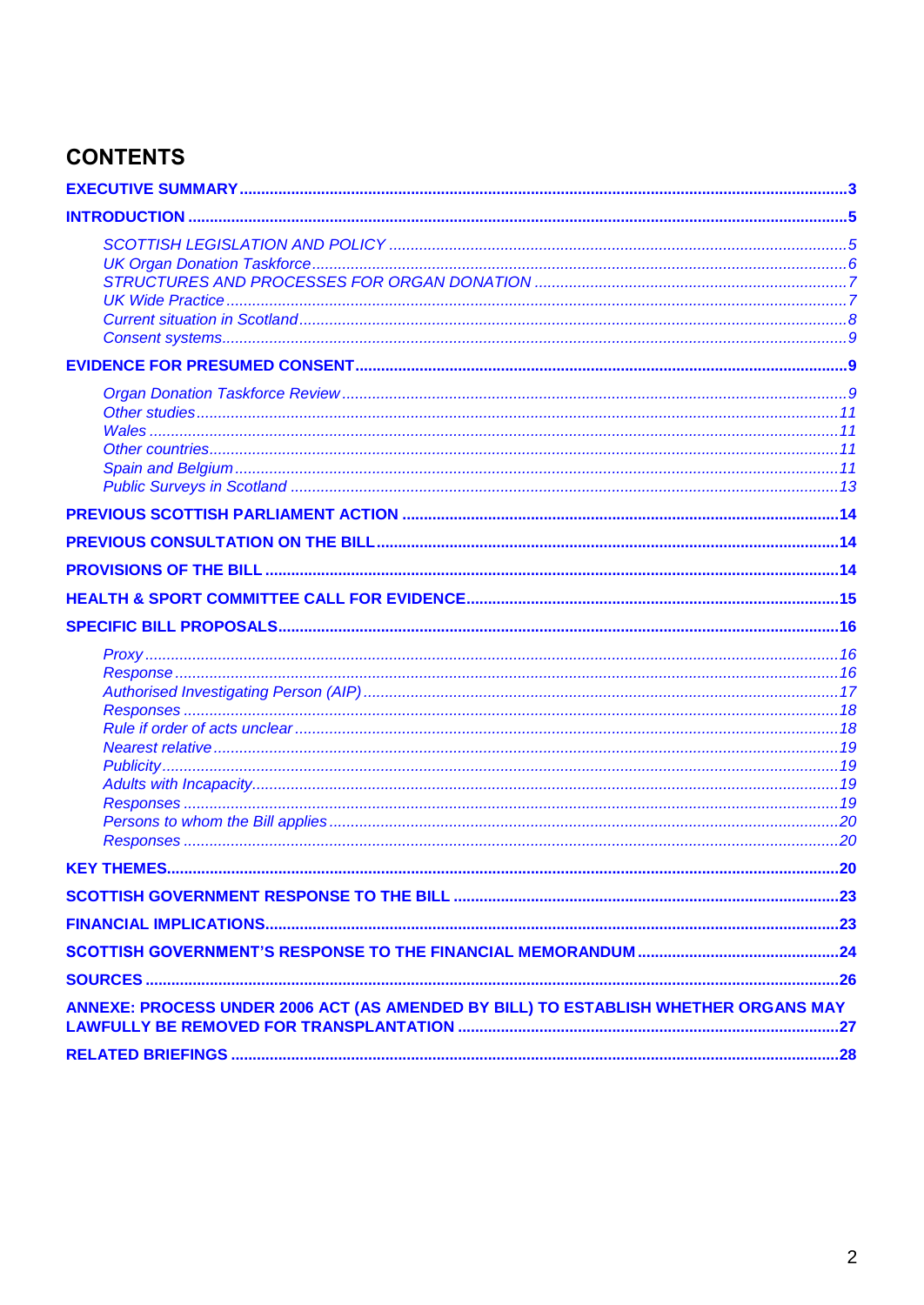## CONTENTS

**EXECUTIVE SUMMARY** ... 3

**INTRODUCTION** ... 5

- *SCOTTISH LEGISLATION AND POLICY* ... 5
- *UK Organ Donation Taskforce* ... 6
- *STRUCTURES AND PROCESSES FOR ORGAN DONATION* ... 7
- *UK Wide Practice* ... 7
- *Current situation in Scotland* ... 8
- *Consent systems* ... 9

**EVIDENCE FOR PRESUMED CONSENT** ... 9

- *Organ Donation Taskforce Review* ... 9
- *Other studies* ... 11
- *Wales* ... 11
- *Other countries* ... 11
- *Spain and Belgium* ... 11
- *Public Surveys in Scotland* ... 13

**PREVIOUS SCOTTISH PARLIAMENT ACTION** ... 14

**PREVIOUS CONSULTATION ON THE BILL** ... 14

**PROVISIONS OF THE BILL** ... 14

**HEALTH & SPORT COMMITTEE CALL FOR EVIDENCE** ... 15

**SPECIFIC BILL PROPOSALS** ... 16

- *Proxy* ... 16
- *Response* ... 16
- *Authorised Investigating Person (AIP)* ... 17
- *Responses* ... 18
- *Rule if order of acts unclear* ... 18
- *Nearest relative* ... 19
- *Publicity* ... 19
- *Adults with Incapacity* ... 19
- *Responses* ... 19
- *Persons to whom the Bill applies* ... 20
- *Responses* ... 20

**KEY THEMES** ... 20

**SCOTTISH GOVERNMENT RESPONSE TO THE BILL** ... 23

**FINANCIAL IMPLICATIONS** ... 23

**SCOTTISH GOVERNMENT'S RESPONSE TO THE FINANCIAL MEMORANDUM** ... 24

**SOURCES** ... 26

**ANNEXE: PROCESS UNDER 2006 ACT (AS AMENDED BY BILL) TO ESTABLISH WHETHER ORGANS MAY LAWFULLY BE REMOVED FOR TRANSPLANTATION** ... 27

**RELATED BRIEFINGS** ... 28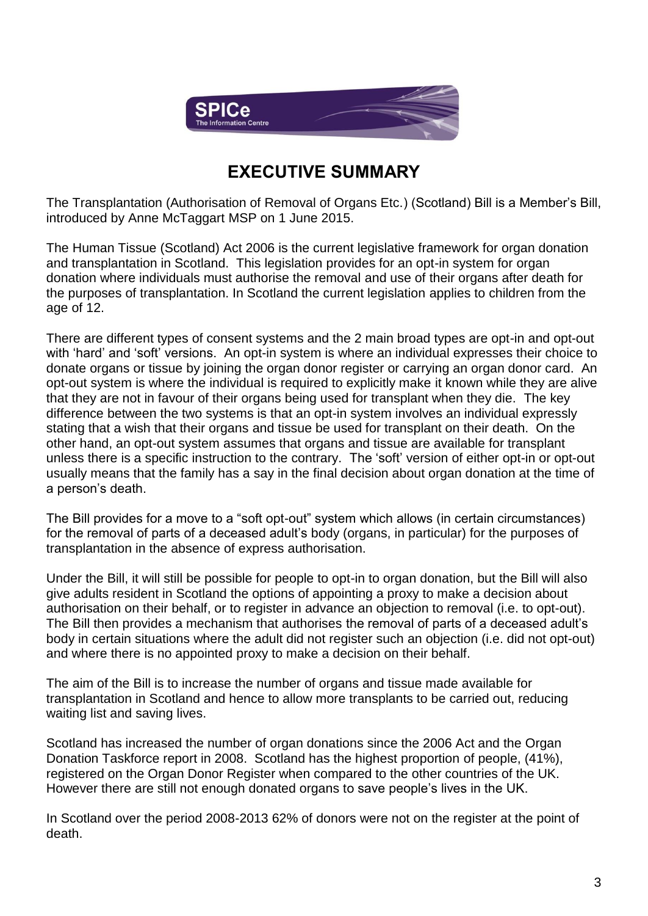# EXECUTIVE SUMMARY

The Transplantation (Authorisation of Removal of Organs Etc.) (Scotland) Bill is a Member's Bill, introduced by Anne McTaggart MSP on 1 June 2015.

The Human Tissue (Scotland) Act 2006 is the current legislative framework for organ donation and transplantation in Scotland. This legislation provides for an opt-in system for organ donation where individuals must authorise the removal and use of their organs after death for the purposes of transplantation. In Scotland the current legislation applies to children from the age of 12.

There are different types of consent systems and the 2 main broad types are opt-in and opt-out with 'hard' and 'soft' versions. An opt-in system is where an individual expresses their choice to donate organs or tissue by joining the organ donor register or carrying an organ donor card. An opt-out system is where the individual is required to explicitly make it known while they are alive that they are not in favour of their organs being used for transplant when they die. The key difference between the two systems is that an opt-in system involves an individual expressly stating that a wish that their organs and tissue be used for transplant on their death. On the other hand, an opt-out system assumes that organs and tissue are available for transplant unless there is a specific instruction to the contrary. The 'soft' version of either opt-in or opt-out usually means that the family has a say in the final decision about organ donation at the time of a person's death.

The Bill provides for a move to a "soft opt-out" system which allows (in certain circumstances) for the removal of parts of a deceased adult's body (organs, in particular) for the purposes of transplantation in the absence of express authorisation.

Under the Bill, it will still be possible for people to opt-in to organ donation, but the Bill will also give adults resident in Scotland the options of appointing a proxy to make a decision about authorisation on their behalf, or to register in advance an objection to removal (i.e. to opt-out). The Bill then provides a mechanism that authorises the removal of parts of a deceased adult's body in certain situations where the adult did not register such an objection (i.e. did not opt-out) and where there is no appointed proxy to make a decision on their behalf.

The aim of the Bill is to increase the number of organs and tissue made available for transplantation in Scotland and hence to allow more transplants to be carried out, reducing waiting list and saving lives.

Scotland has increased the number of organ donations since the 2006 Act and the Organ Donation Taskforce report in 2008. Scotland has the highest proportion of people, (41%), registered on the Organ Donor Register when compared to the other countries of the UK. However there are still not enough donated organs to save people's lives in the UK.

In Scotland over the period 2008-2013 62% of donors were not on the register at the point of death.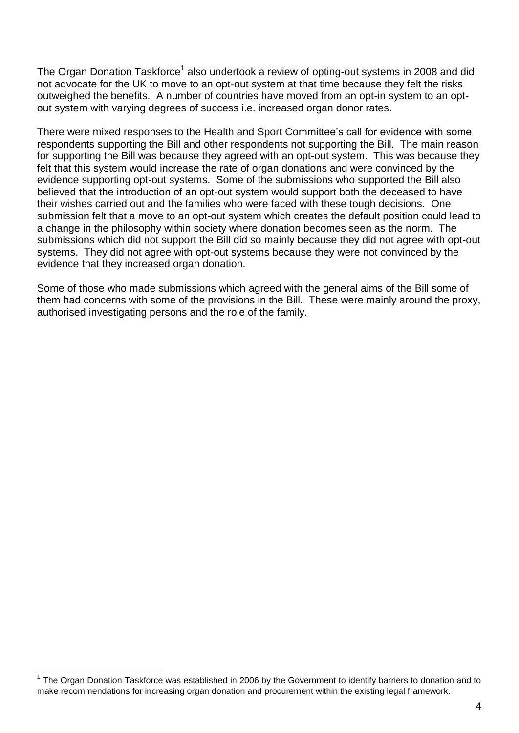The Organ Donation Taskforce[1] also undertook a review of opting-out systems in 2008 and did not advocate for the UK to move to an opt-out system at that time because they felt the risks outweighed the benefits. A number of countries have moved from an opt-in system to an opt-out system with varying degrees of success i.e. increased organ donor rates.

There were mixed responses to the Health and Sport Committee's call for evidence with some respondents supporting the Bill and other respondents not supporting the Bill. The main reason for supporting the Bill was because they agreed with an opt-out system. This was because they felt that this system would increase the rate of organ donations and were convinced by the evidence supporting opt-out systems. Some of the submissions who supported the Bill also believed that the introduction of an opt-out system would support both the deceased to have their wishes carried out and the families who were faced with these tough decisions. One submission felt that a move to an opt-out system which creates the default position could lead to a change in the philosophy within society where donation becomes seen as the norm. The submissions which did not support the Bill did so mainly because they did not agree with opt-out systems. They did not agree with opt-out systems because they were not convinced by the evidence that they increased organ donation.

Some of those who made submissions which agreed with the general aims of the Bill some of them had concerns with some of the provisions in the Bill. These were mainly around the proxy, authorised investigating persons and the role of the family.

[1] The Organ Donation Taskforce was established in 2006 by the Government to identify barriers to donation and to make recommendations for increasing organ donation and procurement within the existing legal framework.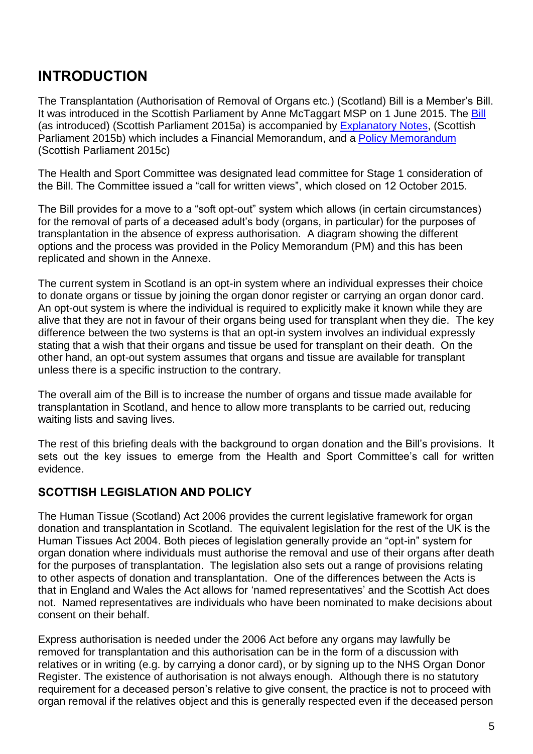# INTRODUCTION

The Transplantation (Authorisation of Removal of Organs etc.) (Scotland) Bill is a Member's Bill. It was introduced in the Scottish Parliament by Anne McTaggart MSP on 1 June 2015. The Bill (as introduced) (Scottish Parliament 2015a) is accompanied by Explanatory Notes, (Scottish Parliament 2015b) which includes a Financial Memorandum, and a Policy Memorandum (Scottish Parliament 2015c)

The Health and Sport Committee was designated lead committee for Stage 1 consideration of the Bill. The Committee issued a "call for written views", which closed on 12 October 2015.

The Bill provides for a move to a "soft opt-out" system which allows (in certain circumstances) for the removal of parts of a deceased adult's body (organs, in particular) for the purposes of transplantation in the absence of express authorisation. A diagram showing the different options and the process was provided in the Policy Memorandum (PM) and this has been replicated and shown in the Annexe.

The current system in Scotland is an opt-in system where an individual expresses their choice to donate organs or tissue by joining the organ donor register or carrying an organ donor card. An opt-out system is where the individual is required to explicitly make it known while they are alive that they are not in favour of their organs being used for transplant when they die. The key difference between the two systems is that an opt-in system involves an individual expressly stating that a wish that their organs and tissue be used for transplant on their death. On the other hand, an opt-out system assumes that organs and tissue are available for transplant unless there is a specific instruction to the contrary.

The overall aim of the Bill is to increase the number of organs and tissue made available for transplantation in Scotland, and hence to allow more transplants to be carried out, reducing waiting lists and saving lives.

The rest of this briefing deals with the background to organ donation and the Bill's provisions. It sets out the key issues to emerge from the Health and Sport Committee's call for written evidence.

## SCOTTISH LEGISLATION AND POLICY

The Human Tissue (Scotland) Act 2006 provides the current legislative framework for organ donation and transplantation in Scotland. The equivalent legislation for the rest of the UK is the Human Tissues Act 2004. Both pieces of legislation generally provide an "opt-in" system for organ donation where individuals must authorise the removal and use of their organs after death for the purposes of transplantation. The legislation also sets out a range of provisions relating to other aspects of donation and transplantation. One of the differences between the Acts is that in England and Wales the Act allows for 'named representatives' and the Scottish Act does not. Named representatives are individuals who have been nominated to make decisions about consent on their behalf.

Express authorisation is needed under the 2006 Act before any organs may lawfully be removed for transplantation and this authorisation can be in the form of a discussion with relatives or in writing (e.g. by carrying a donor card), or by signing up to the NHS Organ Donor Register. The existence of authorisation is not always enough. Although there is no statutory requirement for a deceased person's relative to give consent, the practice is not to proceed with organ removal if the relatives object and this is generally respected even if the deceased person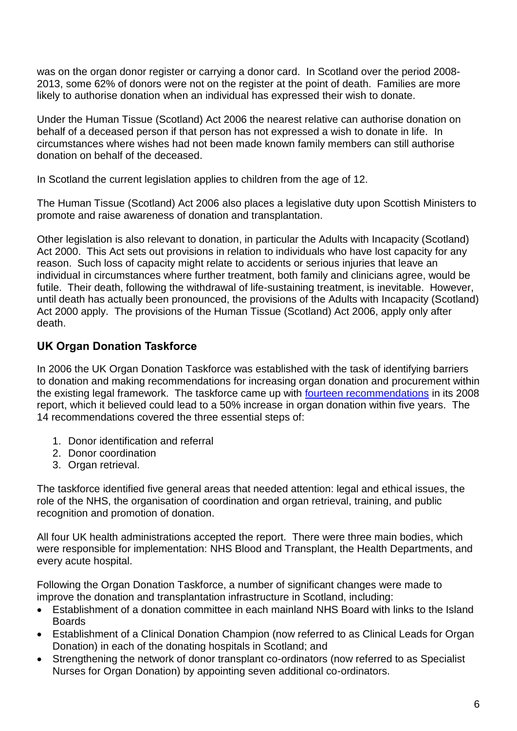was on the organ donor register or carrying a donor card. In Scotland over the period 2008-2013, some 62% of donors were not on the register at the point of death. Families are more likely to authorise donation when an individual has expressed their wish to donate.

Under the Human Tissue (Scotland) Act 2006 the nearest relative can authorise donation on behalf of a deceased person if that person has not expressed a wish to donate in life. In circumstances where wishes had not been made known family members can still authorise donation on behalf of the deceased.

In Scotland the current legislation applies to children from the age of 12.

The Human Tissue (Scotland) Act 2006 also places a legislative duty upon Scottish Ministers to promote and raise awareness of donation and transplantation.

Other legislation is also relevant to donation, in particular the Adults with Incapacity (Scotland) Act 2000. This Act sets out provisions in relation to individuals who have lost capacity for any reason. Such loss of capacity might relate to accidents or serious injuries that leave an individual in circumstances where further treatment, both family and clinicians agree, would be futile. Their death, following the withdrawal of life-sustaining treatment, is inevitable. However, until death has actually been pronounced, the provisions of the Adults with Incapacity (Scotland) Act 2000 apply. The provisions of the Human Tissue (Scotland) Act 2006, apply only after death.

## UK Organ Donation Taskforce

In 2006 the UK Organ Donation Taskforce was established with the task of identifying barriers to donation and making recommendations for increasing organ donation and procurement within the existing legal framework. The taskforce came up with fourteen recommendations in its 2008 report, which it believed could lead to a 50% increase in organ donation within five years. The 14 recommendations covered the three essential steps of:

1. Donor identification and referral
2. Donor coordination
3. Organ retrieval.

The taskforce identified five general areas that needed attention: legal and ethical issues, the role of the NHS, the organisation of coordination and organ retrieval, training, and public recognition and promotion of donation.

All four UK health administrations accepted the report. There were three main bodies, which were responsible for implementation: NHS Blood and Transplant, the Health Departments, and every acute hospital.

Following the Organ Donation Taskforce, a number of significant changes were made to improve the donation and transplantation infrastructure in Scotland, including:

- Establishment of a donation committee in each mainland NHS Board with links to the Island Boards
- Establishment of a Clinical Donation Champion (now referred to as Clinical Leads for Organ Donation) in each of the donating hospitals in Scotland; and
- Strengthening the network of donor transplant co-ordinators (now referred to as Specialist Nurses for Organ Donation) by appointing seven additional co-ordinators.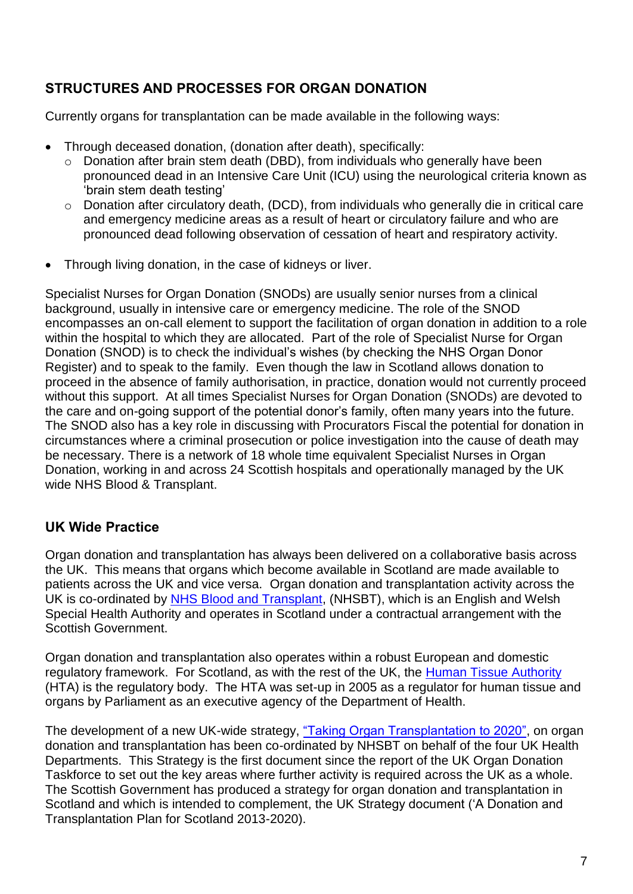## STRUCTURES AND PROCESSES FOR ORGAN DONATION

Currently organs for transplantation can be made available in the following ways:

- Through deceased donation, (donation after death), specifically:
  - Donation after brain stem death (DBD), from individuals who generally have been pronounced dead in an Intensive Care Unit (ICU) using the neurological criteria known as 'brain stem death testing'
  - Donation after circulatory death, (DCD), from individuals who generally die in critical care and emergency medicine areas as a result of heart or circulatory failure and who are pronounced dead following observation of cessation of heart and respiratory activity.
- Through living donation, in the case of kidneys or liver.

Specialist Nurses for Organ Donation (SNODs) are usually senior nurses from a clinical background, usually in intensive care or emergency medicine. The role of the SNOD encompasses an on-call element to support the facilitation of organ donation in addition to a role within the hospital to which they are allocated. Part of the role of Specialist Nurse for Organ Donation (SNOD) is to check the individual's wishes (by checking the NHS Organ Donor Register) and to speak to the family. Even though the law in Scotland allows donation to proceed in the absence of family authorisation, in practice, donation would not currently proceed without this support. At all times Specialist Nurses for Organ Donation (SNODs) are devoted to the care and on-going support of the potential donor's family, often many years into the future. The SNOD also has a key role in discussing with Procurators Fiscal the potential for donation in circumstances where a criminal prosecution or police investigation into the cause of death may be necessary. There is a network of 18 whole time equivalent Specialist Nurses in Organ Donation, working in and across 24 Scottish hospitals and operationally managed by the UK wide NHS Blood & Transplant.

### UK Wide Practice

Organ donation and transplantation has always been delivered on a collaborative basis across the UK. This means that organs which become available in Scotland are made available to patients across the UK and vice versa. Organ donation and transplantation activity across the UK is co-ordinated by NHS Blood and Transplant, (NHSBT), which is an English and Welsh Special Health Authority and operates in Scotland under a contractual arrangement with the Scottish Government.

Organ donation and transplantation also operates within a robust European and domestic regulatory framework. For Scotland, as with the rest of the UK, the Human Tissue Authority (HTA) is the regulatory body. The HTA was set-up in 2005 as a regulator for human tissue and organs by Parliament as an executive agency of the Department of Health.

The development of a new UK-wide strategy, "Taking Organ Transplantation to 2020", on organ donation and transplantation has been co-ordinated by NHSBT on behalf of the four UK Health Departments. This Strategy is the first document since the report of the UK Organ Donation Taskforce to set out the key areas where further activity is required across the UK as a whole. The Scottish Government has produced a strategy for organ donation and transplantation in Scotland and which is intended to complement, the UK Strategy document ('A Donation and Transplantation Plan for Scotland 2013-2020).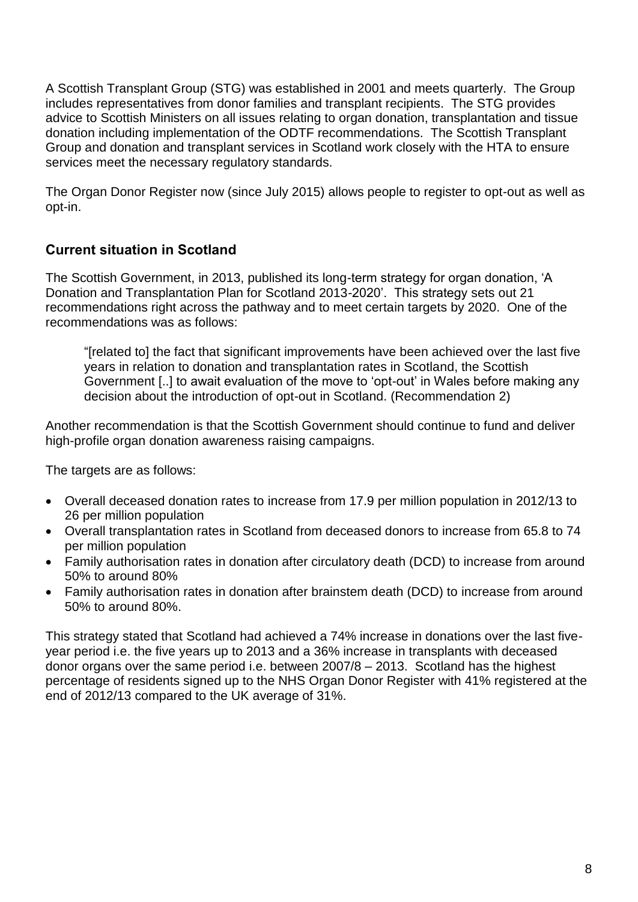A Scottish Transplant Group (STG) was established in 2001 and meets quarterly. The Group includes representatives from donor families and transplant recipients. The STG provides advice to Scottish Ministers on all issues relating to organ donation, transplantation and tissue donation including implementation of the ODTF recommendations. The Scottish Transplant Group and donation and transplant services in Scotland work closely with the HTA to ensure services meet the necessary regulatory standards.

The Organ Donor Register now (since July 2015) allows people to register to opt-out as well as opt-in.

## Current situation in Scotland

The Scottish Government, in 2013, published its long-term strategy for organ donation, 'A Donation and Transplantation Plan for Scotland 2013-2020'. This strategy sets out 21 recommendations right across the pathway and to meet certain targets by 2020. One of the recommendations was as follows:

> "[related to] the fact that significant improvements have been achieved over the last five years in relation to donation and transplantation rates in Scotland, the Scottish Government [..] to await evaluation of the move to 'opt-out' in Wales before making any decision about the introduction of opt-out in Scotland. (Recommendation 2)

Another recommendation is that the Scottish Government should continue to fund and deliver high-profile organ donation awareness raising campaigns.

The targets are as follows:

- Overall deceased donation rates to increase from 17.9 per million population in 2012/13 to 26 per million population
- Overall transplantation rates in Scotland from deceased donors to increase from 65.8 to 74 per million population
- Family authorisation rates in donation after circulatory death (DCD) to increase from around 50% to around 80%
- Family authorisation rates in donation after brainstem death (DCD) to increase from around 50% to around 80%.

This strategy stated that Scotland had achieved a 74% increase in donations over the last five-year period i.e. the five years up to 2013 and a 36% increase in transplants with deceased donor organs over the same period i.e. between 2007/8 – 2013. Scotland has the highest percentage of residents signed up to the NHS Organ Donor Register with 41% registered at the end of 2012/13 compared to the UK average of 31%.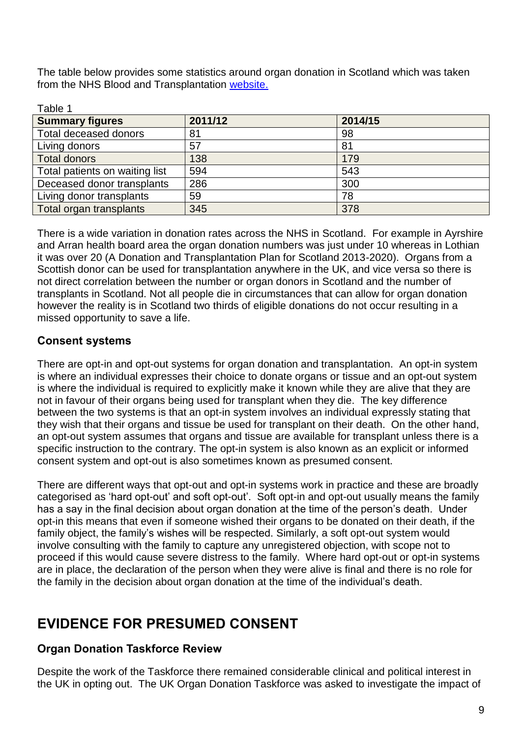The table below provides some statistics around organ donation in Scotland which was taken from the NHS Blood and Transplantation website.

Table 1

| Summary figures | 2011/12 | 2014/15 |
|---|---|---|
| Total deceased donors | 81 | 98 |
| Living donors | 57 | 81 |
| Total donors | 138 | 179 |
| Total patients on waiting list | 594 | 543 |
| Deceased donor transplants | 286 | 300 |
| Living donor transplants | 59 | 78 |
| Total organ transplants | 345 | 378 |

There is a wide variation in donation rates across the NHS in Scotland. For example in Ayrshire and Arran health board area the organ donation numbers was just under 10 whereas in Lothian it was over 20 (A Donation and Transplantation Plan for Scotland 2013-2020). Organs from a Scottish donor can be used for transplantation anywhere in the UK, and vice versa so there is not direct correlation between the number or organ donors in Scotland and the number of transplants in Scotland. Not all people die in circumstances that can allow for organ donation however the reality is in Scotland two thirds of eligible donations do not occur resulting in a missed opportunity to save a life.

### Consent systems

There are opt-in and opt-out systems for organ donation and transplantation. An opt-in system is where an individual expresses their choice to donate organs or tissue and an opt-out system is where the individual is required to explicitly make it known while they are alive that they are not in favour of their organs being used for transplant when they die. The key difference between the two systems is that an opt-in system involves an individual expressly stating that they wish that their organs and tissue be used for transplant on their death. On the other hand, an opt-out system assumes that organs and tissue are available for transplant unless there is a specific instruction to the contrary. The opt-in system is also known as an explicit or informed consent system and opt-out is also sometimes known as presumed consent.

There are different ways that opt-out and opt-in systems work in practice and these are broadly categorised as 'hard opt-out' and soft opt-out'. Soft opt-in and opt-out usually means the family has a say in the final decision about organ donation at the time of the person's death. Under opt-in this means that even if someone wished their organs to be donated on their death, if the family object, the family's wishes will be respected. Similarly, a soft opt-out system would involve consulting with the family to capture any unregistered objection, with scope not to proceed if this would cause severe distress to the family. Where hard opt-out or opt-in systems are in place, the declaration of the person when they were alive is final and there is no role for the family in the decision about organ donation at the time of the individual's death.

## EVIDENCE FOR PRESUMED CONSENT

### Organ Donation Taskforce Review

Despite the work of the Taskforce there remained considerable clinical and political interest in the UK in opting out. The UK Organ Donation Taskforce was asked to investigate the impact of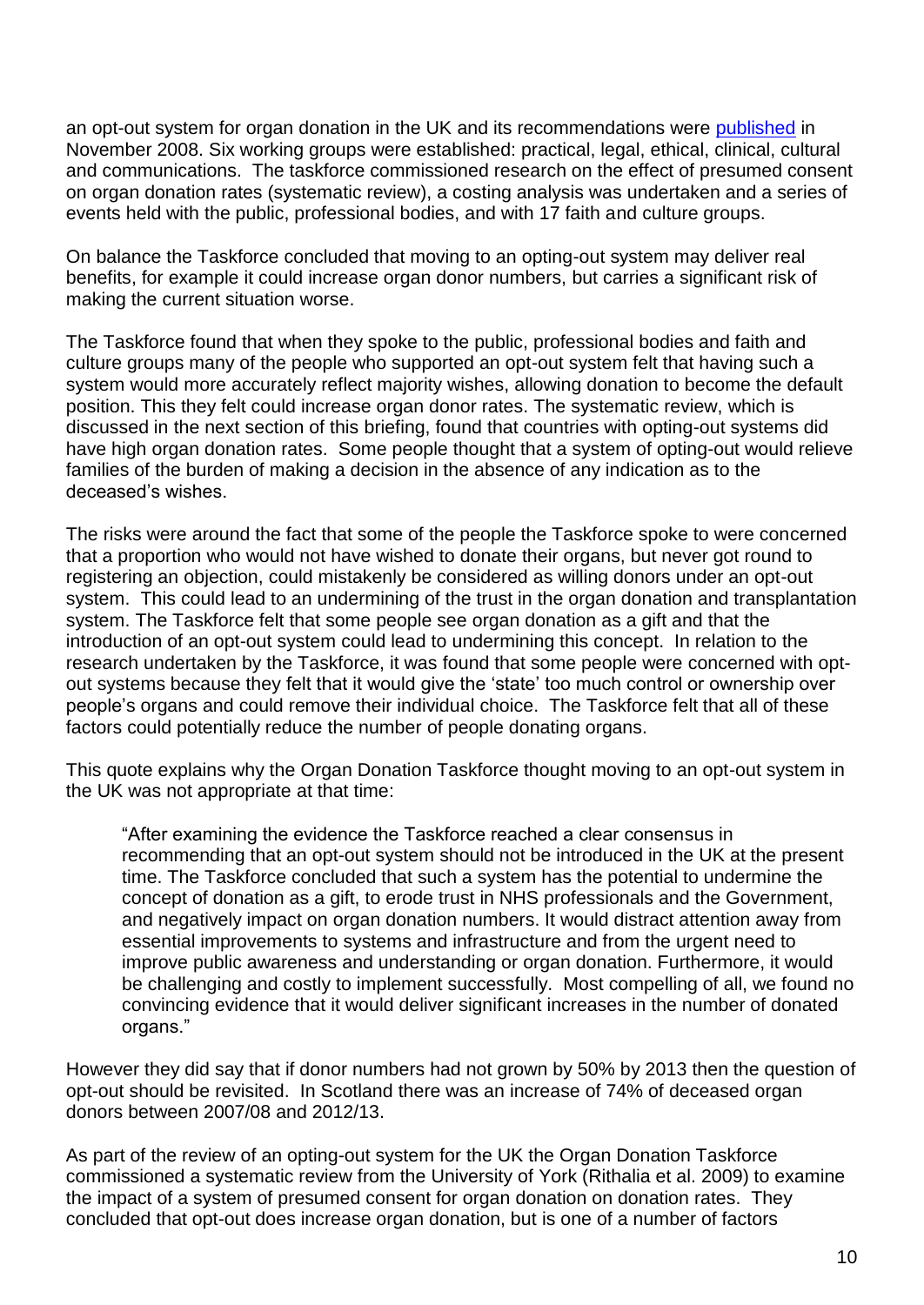an opt-out system for organ donation in the UK and its recommendations were published in November 2008. Six working groups were established: practical, legal, ethical, clinical, cultural and communications. The taskforce commissioned research on the effect of presumed consent on organ donation rates (systematic review), a costing analysis was undertaken and a series of events held with the public, professional bodies, and with 17 faith and culture groups.

On balance the Taskforce concluded that moving to an opting-out system may deliver real benefits, for example it could increase organ donor numbers, but carries a significant risk of making the current situation worse.

The Taskforce found that when they spoke to the public, professional bodies and faith and culture groups many of the people who supported an opt-out system felt that having such a system would more accurately reflect majority wishes, allowing donation to become the default position. This they felt could increase organ donor rates. The systematic review, which is discussed in the next section of this briefing, found that countries with opting-out systems did have high organ donation rates. Some people thought that a system of opting-out would relieve families of the burden of making a decision in the absence of any indication as to the deceased's wishes.

The risks were around the fact that some of the people the Taskforce spoke to were concerned that a proportion who would not have wished to donate their organs, but never got round to registering an objection, could mistakenly be considered as willing donors under an opt-out system. This could lead to an undermining of the trust in the organ donation and transplantation system. The Taskforce felt that some people see organ donation as a gift and that the introduction of an opt-out system could lead to undermining this concept. In relation to the research undertaken by the Taskforce, it was found that some people were concerned with opt-out systems because they felt that it would give the 'state' too much control or ownership over people's organs and could remove their individual choice. The Taskforce felt that all of these factors could potentially reduce the number of people donating organs.

This quote explains why the Organ Donation Taskforce thought moving to an opt-out system in the UK was not appropriate at that time:

> "After examining the evidence the Taskforce reached a clear consensus in recommending that an opt-out system should not be introduced in the UK at the present time. The Taskforce concluded that such a system has the potential to undermine the concept of donation as a gift, to erode trust in NHS professionals and the Government, and negatively impact on organ donation numbers. It would distract attention away from essential improvements to systems and infrastructure and from the urgent need to improve public awareness and understanding or organ donation. Furthermore, it would be challenging and costly to implement successfully. Most compelling of all, we found no convincing evidence that it would deliver significant increases in the number of donated organs."

However they did say that if donor numbers had not grown by 50% by 2013 then the question of opt-out should be revisited. In Scotland there was an increase of 74% of deceased organ donors between 2007/08 and 2012/13.

As part of the review of an opting-out system for the UK the Organ Donation Taskforce commissioned a systematic review from the University of York (Rithalia et al. 2009) to examine the impact of a system of presumed consent for organ donation on donation rates. They concluded that opt-out does increase organ donation, but is one of a number of factors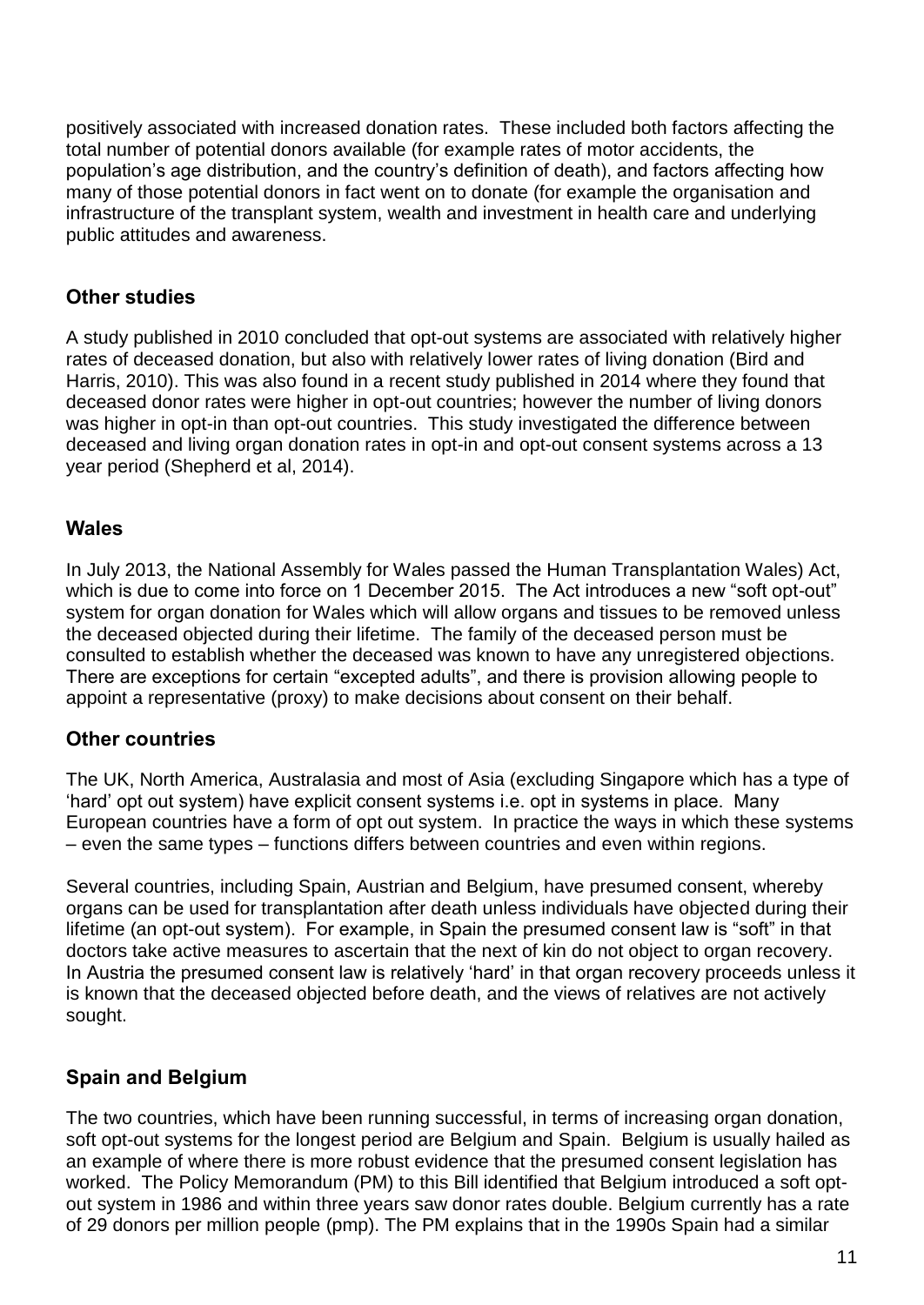positively associated with increased donation rates. These included both factors affecting the total number of potential donors available (for example rates of motor accidents, the population's age distribution, and the country's definition of death), and factors affecting how many of those potential donors in fact went on to donate (for example the organisation and infrastructure of the transplant system, wealth and investment in health care and underlying public attitudes and awareness.

## Other studies

A study published in 2010 concluded that opt-out systems are associated with relatively higher rates of deceased donation, but also with relatively lower rates of living donation (Bird and Harris, 2010). This was also found in a recent study published in 2014 where they found that deceased donor rates were higher in opt-out countries; however the number of living donors was higher in opt-in than opt-out countries. This study investigated the difference between deceased and living organ donation rates in opt-in and opt-out consent systems across a 13 year period (Shepherd et al, 2014).

## Wales

In July 2013, the National Assembly for Wales passed the Human Transplantation Wales) Act, which is due to come into force on 1 December 2015. The Act introduces a new "soft opt-out" system for organ donation for Wales which will allow organs and tissues to be removed unless the deceased objected during their lifetime. The family of the deceased person must be consulted to establish whether the deceased was known to have any unregistered objections. There are exceptions for certain "excepted adults", and there is provision allowing people to appoint a representative (proxy) to make decisions about consent on their behalf.

## Other countries

The UK, North America, Australasia and most of Asia (excluding Singapore which has a type of 'hard' opt out system) have explicit consent systems i.e. opt in systems in place. Many European countries have a form of opt out system. In practice the ways in which these systems – even the same types – functions differs between countries and even within regions.

Several countries, including Spain, Austrian and Belgium, have presumed consent, whereby organs can be used for transplantation after death unless individuals have objected during their lifetime (an opt-out system). For example, in Spain the presumed consent law is "soft" in that doctors take active measures to ascertain that the next of kin do not object to organ recovery. In Austria the presumed consent law is relatively 'hard' in that organ recovery proceeds unless it is known that the deceased objected before death, and the views of relatives are not actively sought.

## Spain and Belgium

The two countries, which have been running successful, in terms of increasing organ donation, soft opt-out systems for the longest period are Belgium and Spain. Belgium is usually hailed as an example of where there is more robust evidence that the presumed consent legislation has worked. The Policy Memorandum (PM) to this Bill identified that Belgium introduced a soft opt-out system in 1986 and within three years saw donor rates double. Belgium currently has a rate of 29 donors per million people (pmp). The PM explains that in the 1990s Spain had a similar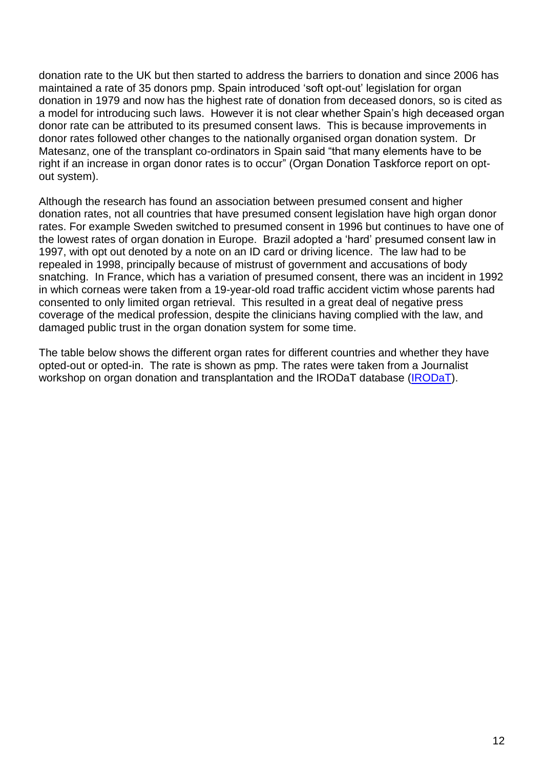donation rate to the UK but then started to address the barriers to donation and since 2006 has maintained a rate of 35 donors pmp. Spain introduced 'soft opt-out' legislation for organ donation in 1979 and now has the highest rate of donation from deceased donors, so is cited as a model for introducing such laws. However it is not clear whether Spain's high deceased organ donor rate can be attributed to its presumed consent laws. This is because improvements in donor rates followed other changes to the nationally organised organ donation system. Dr Matesanz, one of the transplant co-ordinators in Spain said "that many elements have to be right if an increase in organ donor rates is to occur" (Organ Donation Taskforce report on opt-out system).

Although the research has found an association between presumed consent and higher donation rates, not all countries that have presumed consent legislation have high organ donor rates. For example Sweden switched to presumed consent in 1996 but continues to have one of the lowest rates of organ donation in Europe. Brazil adopted a 'hard' presumed consent law in 1997, with opt out denoted by a note on an ID card or driving licence. The law had to be repealed in 1998, principally because of mistrust of government and accusations of body snatching. In France, which has a variation of presumed consent, there was an incident in 1992 in which corneas were taken from a 19-year-old road traffic accident victim whose parents had consented to only limited organ retrieval. This resulted in a great deal of negative press coverage of the medical profession, despite the clinicians having complied with the law, and damaged public trust in the organ donation system for some time.

The table below shows the different organ rates for different countries and whether they have opted-out or opted-in. The rate is shown as pmp. The rates were taken from a Journalist workshop on organ donation and transplantation and the IRODaT database (IRODaT).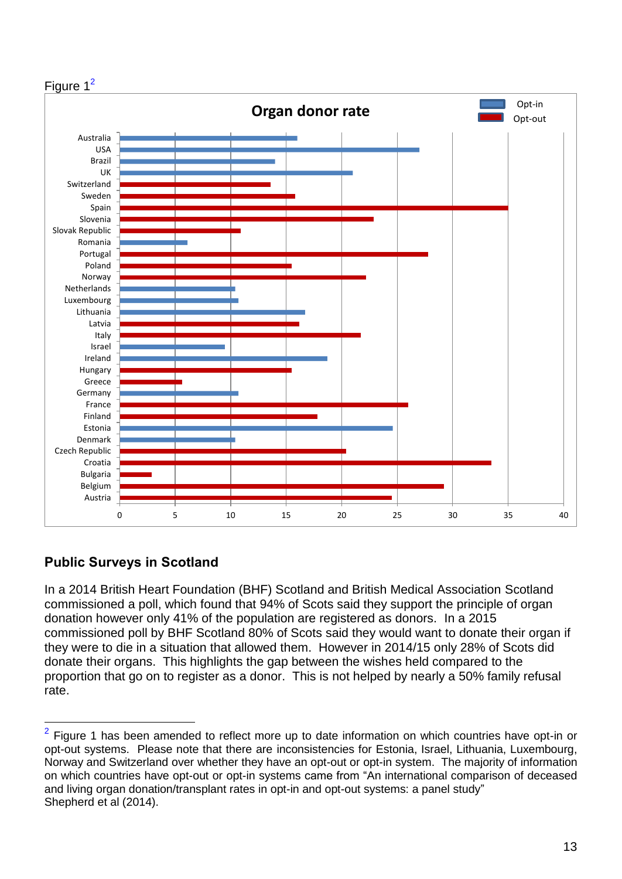Figure 1[2]

**Organ donor rate**

| Country | System |
| --- | --- |
| Australia | Opt-in |
| USA | Opt-in |
| Brazil | Opt-in |
| UK | Opt-in |
| Switzerland | Opt-out |
| Sweden | Opt-out |
| Spain | Opt-out |
| Slovenia | Opt-out |
| Slovak Republic | Opt-out |
| Romania | Opt-in |
| Portugal | Opt-out |
| Poland | Opt-out |
| Norway | Opt-out |
| Netherlands | Opt-in |
| Luxembourg | Opt-in |
| Lithuania | Opt-in |
| Latvia | Opt-out |
| Italy | Opt-out |
| Israel | Opt-in |
| Ireland | Opt-in |
| Hungary | Opt-out |
| Greece | Opt-out |
| Germany | Opt-in |
| France | Opt-out |
| Finland | Opt-out |
| Estonia | Opt-in |
| Denmark | Opt-in |
| Czech Republic | Opt-out |
| Croatia | Opt-out |
| Bulgaria | Opt-out |
| Belgium | Opt-out |
| Austria | Opt-out |

## Public Surveys in Scotland

In a 2014 British Heart Foundation (BHF) Scotland and British Medical Association Scotland commissioned a poll, which found that 94% of Scots said they support the principle of organ donation however only 41% of the population are registered as donors. In a 2015 commissioned poll by BHF Scotland 80% of Scots said they would want to donate their organ if they were to die in a situation that allowed them. However in 2014/15 only 28% of Scots did donate their organs. This highlights the gap between the wishes held compared to the proportion that go on to register as a donor. This is not helped by nearly a 50% family refusal rate.

---

[2] Figure 1 has been amended to reflect more up to date information on which countries have opt-in or opt-out systems. Please note that there are inconsistencies for Estonia, Israel, Lithuania, Luxembourg, Norway and Switzerland over whether they have an opt-out or opt-in system. The majority of information on which countries have opt-out or opt-in systems came from "An international comparison of deceased and living organ donation/transplant rates in opt-in and opt-out systems: a panel study" Shepherd et al (2014).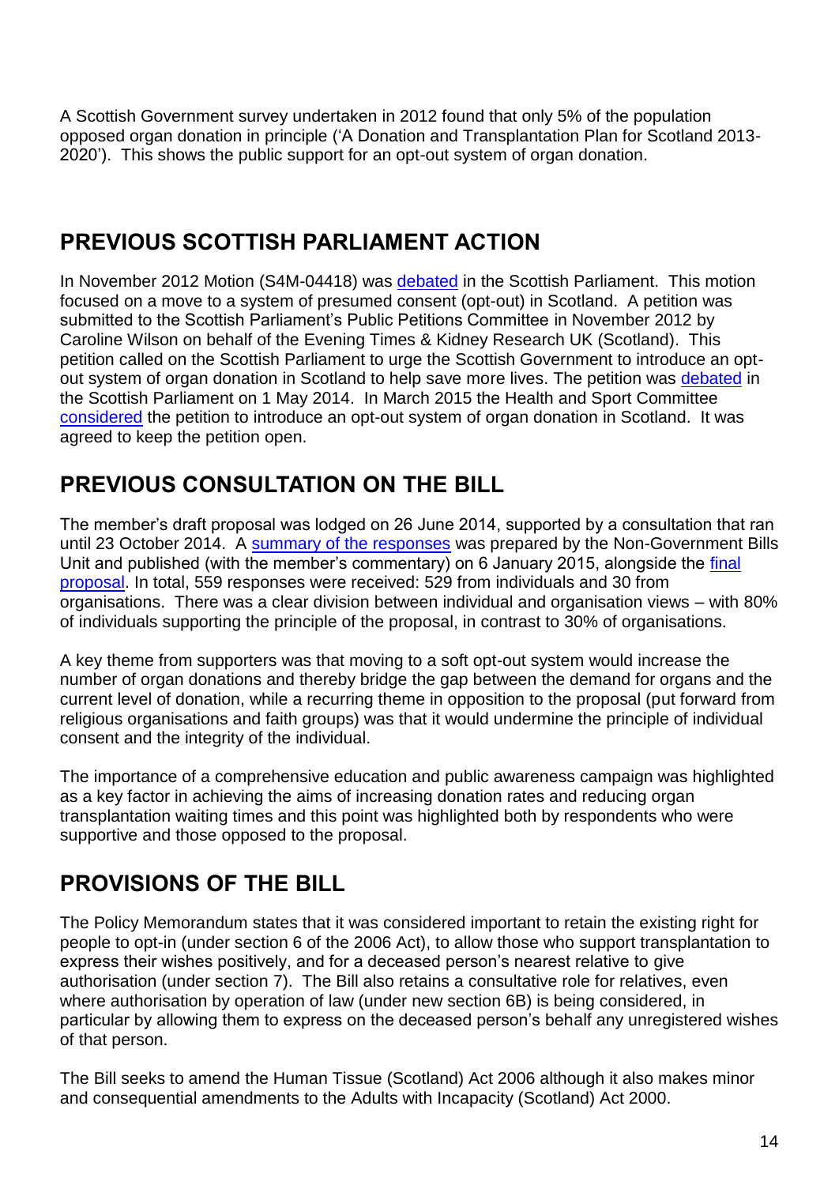A Scottish Government survey undertaken in 2012 found that only 5% of the population opposed organ donation in principle ('A Donation and Transplantation Plan for Scotland 2013-2020'). This shows the public support for an opt-out system of organ donation.

## PREVIOUS SCOTTISH PARLIAMENT ACTION

In November 2012 Motion (S4M-04418) was debated in the Scottish Parliament. This motion focused on a move to a system of presumed consent (opt-out) in Scotland. A petition was submitted to the Scottish Parliament's Public Petitions Committee in November 2012 by Caroline Wilson on behalf of the Evening Times & Kidney Research UK (Scotland). This petition called on the Scottish Parliament to urge the Scottish Government to introduce an opt-out system of organ donation in Scotland to help save more lives. The petition was debated in the Scottish Parliament on 1 May 2014. In March 2015 the Health and Sport Committee considered the petition to introduce an opt-out system of organ donation in Scotland. It was agreed to keep the petition open.

## PREVIOUS CONSULTATION ON THE BILL

The member's draft proposal was lodged on 26 June 2014, supported by a consultation that ran until 23 October 2014. A summary of the responses was prepared by the Non-Government Bills Unit and published (with the member's commentary) on 6 January 2015, alongside the final proposal. In total, 559 responses were received: 529 from individuals and 30 from organisations. There was a clear division between individual and organisation views – with 80% of individuals supporting the principle of the proposal, in contrast to 30% of organisations.

A key theme from supporters was that moving to a soft opt-out system would increase the number of organ donations and thereby bridge the gap between the demand for organs and the current level of donation, while a recurring theme in opposition to the proposal (put forward from religious organisations and faith groups) was that it would undermine the principle of individual consent and the integrity of the individual.

The importance of a comprehensive education and public awareness campaign was highlighted as a key factor in achieving the aims of increasing donation rates and reducing organ transplantation waiting times and this point was highlighted both by respondents who were supportive and those opposed to the proposal.

## PROVISIONS OF THE BILL

The Policy Memorandum states that it was considered important to retain the existing right for people to opt-in (under section 6 of the 2006 Act), to allow those who support transplantation to express their wishes positively, and for a deceased person's nearest relative to give authorisation (under section 7). The Bill also retains a consultative role for relatives, even where authorisation by operation of law (under new section 6B) is being considered, in particular by allowing them to express on the deceased person's behalf any unregistered wishes of that person.

The Bill seeks to amend the Human Tissue (Scotland) Act 2006 although it also makes minor and consequential amendments to the Adults with Incapacity (Scotland) Act 2000.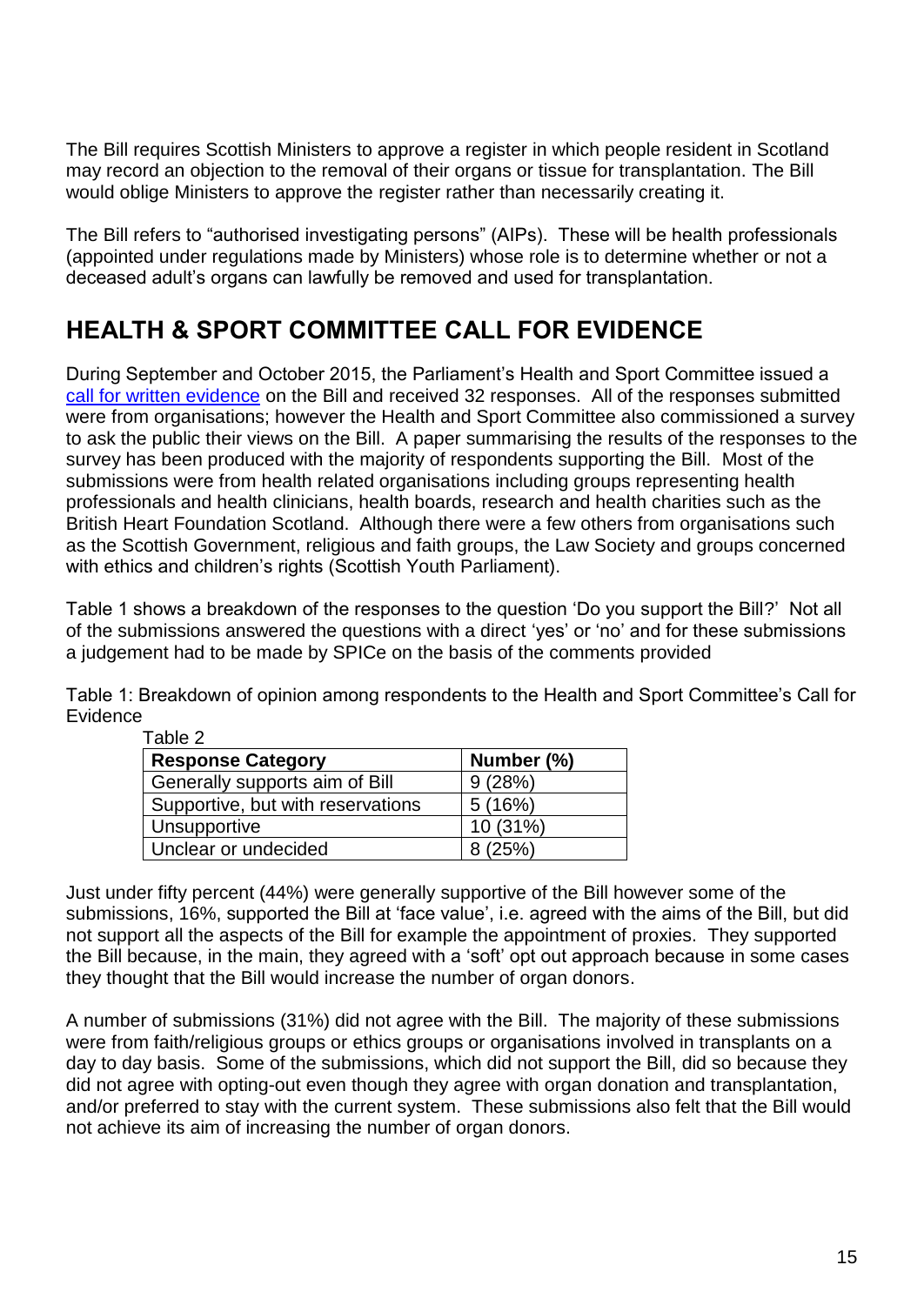The Bill requires Scottish Ministers to approve a register in which people resident in Scotland may record an objection to the removal of their organs or tissue for transplantation. The Bill would oblige Ministers to approve the register rather than necessarily creating it.

The Bill refers to "authorised investigating persons" (AIPs). These will be health professionals (appointed under regulations made by Ministers) whose role is to determine whether or not a deceased adult's organs can lawfully be removed and used for transplantation.

## HEALTH & SPORT COMMITTEE CALL FOR EVIDENCE

During September and October 2015, the Parliament's Health and Sport Committee issued a call for written evidence on the Bill and received 32 responses. All of the responses submitted were from organisations; however the Health and Sport Committee also commissioned a survey to ask the public their views on the Bill. A paper summarising the results of the responses to the survey has been produced with the majority of respondents supporting the Bill. Most of the submissions were from health related organisations including groups representing health professionals and health clinicians, health boards, research and health charities such as the British Heart Foundation Scotland. Although there were a few others from organisations such as the Scottish Government, religious and faith groups, the Law Society and groups concerned with ethics and children's rights (Scottish Youth Parliament).

Table 1 shows a breakdown of the responses to the question 'Do you support the Bill?' Not all of the submissions answered the questions with a direct 'yes' or 'no' and for these submissions a judgement had to be made by SPICe on the basis of the comments provided

Table 1: Breakdown of opinion among respondents to the Health and Sport Committee's Call for Evidence

Table 2

| Response Category | Number (%) |
|---|---|
| Generally supports aim of Bill | 9 (28%) |
| Supportive, but with reservations | 5 (16%) |
| Unsupportive | 10 (31%) |
| Unclear or undecided | 8 (25%) |

Just under fifty percent (44%) were generally supportive of the Bill however some of the submissions, 16%, supported the Bill at 'face value', i.e. agreed with the aims of the Bill, but did not support all the aspects of the Bill for example the appointment of proxies. They supported the Bill because, in the main, they agreed with a 'soft' opt out approach because in some cases they thought that the Bill would increase the number of organ donors.

A number of submissions (31%) did not agree with the Bill. The majority of these submissions were from faith/religious groups or ethics groups or organisations involved in transplants on a day to day basis. Some of the submissions, which did not support the Bill, did so because they did not agree with opting-out even though they agree with organ donation and transplantation, and/or preferred to stay with the current system. These submissions also felt that the Bill would not achieve its aim of increasing the number of organ donors.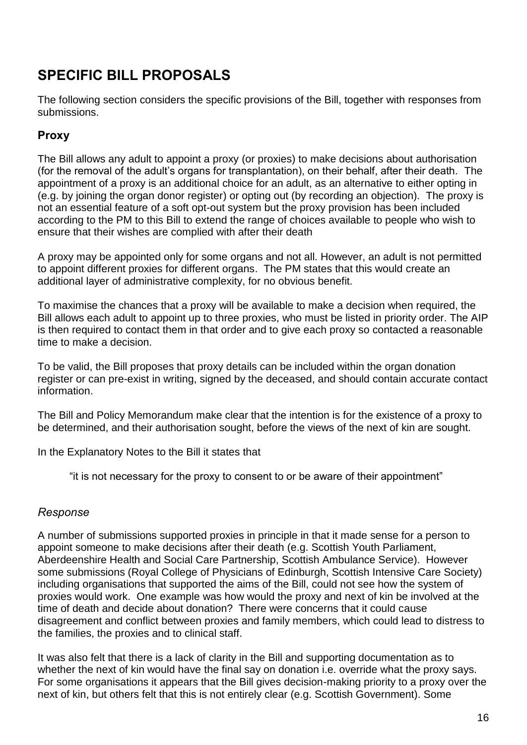# SPECIFIC BILL PROPOSALS

The following section considers the specific provisions of the Bill, together with responses from submissions.

## Proxy

The Bill allows any adult to appoint a proxy (or proxies) to make decisions about authorisation (for the removal of the adult's organs for transplantation), on their behalf, after their death. The appointment of a proxy is an additional choice for an adult, as an alternative to either opting in (e.g. by joining the organ donor register) or opting out (by recording an objection). The proxy is not an essential feature of a soft opt-out system but the proxy provision has been included according to the PM to this Bill to extend the range of choices available to people who wish to ensure that their wishes are complied with after their death

A proxy may be appointed only for some organs and not all. However, an adult is not permitted to appoint different proxies for different organs. The PM states that this would create an additional layer of administrative complexity, for no obvious benefit.

To maximise the chances that a proxy will be available to make a decision when required, the Bill allows each adult to appoint up to three proxies, who must be listed in priority order. The AIP is then required to contact them in that order and to give each proxy so contacted a reasonable time to make a decision.

To be valid, the Bill proposes that proxy details can be included within the organ donation register or can pre-exist in writing, signed by the deceased, and should contain accurate contact information.

The Bill and Policy Memorandum make clear that the intention is for the existence of a proxy to be determined, and their authorisation sought, before the views of the next of kin are sought.

In the Explanatory Notes to the Bill it states that

> "it is not necessary for the proxy to consent to or be aware of their appointment"

### *Response*

A number of submissions supported proxies in principle in that it made sense for a person to appoint someone to make decisions after their death (e.g. Scottish Youth Parliament, Aberdeenshire Health and Social Care Partnership, Scottish Ambulance Service). However some submissions (Royal College of Physicians of Edinburgh, Scottish Intensive Care Society) including organisations that supported the aims of the Bill, could not see how the system of proxies would work. One example was how would the proxy and next of kin be involved at the time of death and decide about donation? There were concerns that it could cause disagreement and conflict between proxies and family members, which could lead to distress to the families, the proxies and to clinical staff.

It was also felt that there is a lack of clarity in the Bill and supporting documentation as to whether the next of kin would have the final say on donation i.e. override what the proxy says. For some organisations it appears that the Bill gives decision-making priority to a proxy over the next of kin, but others felt that this is not entirely clear (e.g. Scottish Government). Some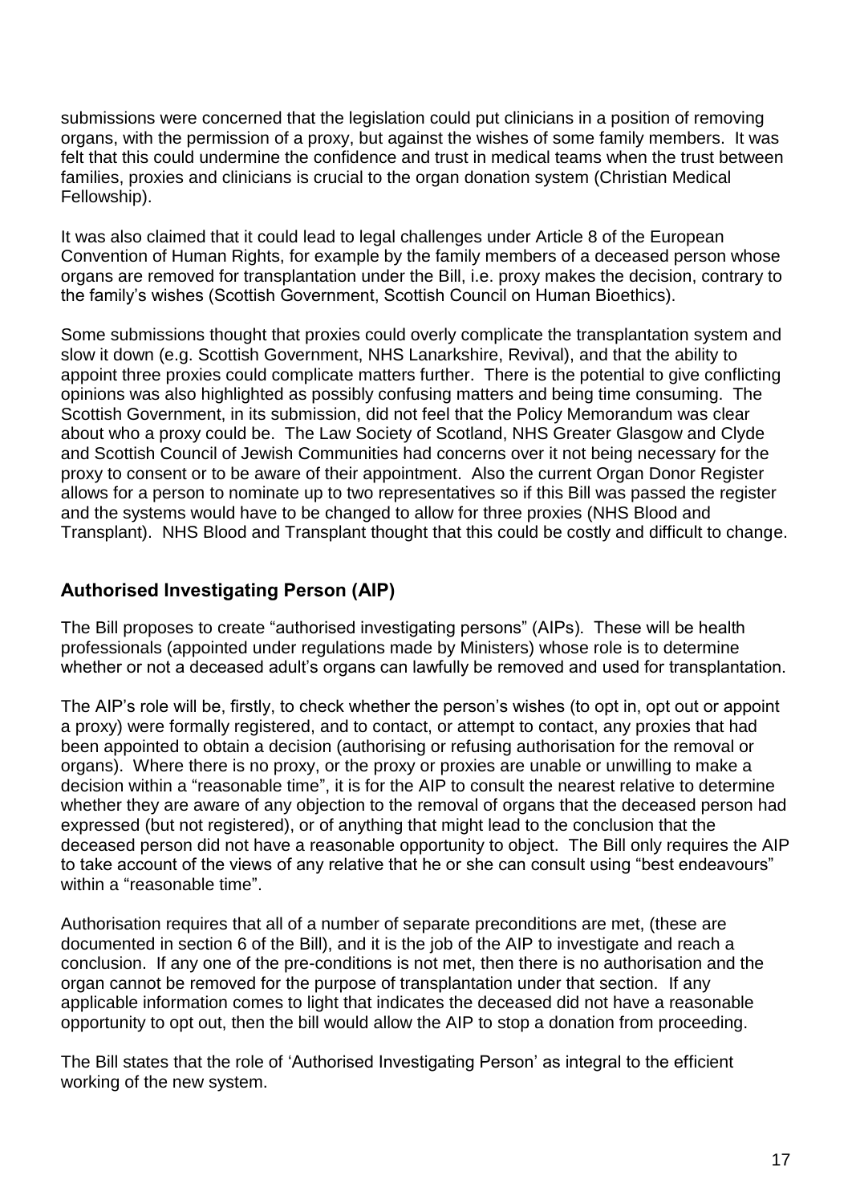submissions were concerned that the legislation could put clinicians in a position of removing organs, with the permission of a proxy, but against the wishes of some family members. It was felt that this could undermine the confidence and trust in medical teams when the trust between families, proxies and clinicians is crucial to the organ donation system (Christian Medical Fellowship).

It was also claimed that it could lead to legal challenges under Article 8 of the European Convention of Human Rights, for example by the family members of a deceased person whose organs are removed for transplantation under the Bill, i.e. proxy makes the decision, contrary to the family's wishes (Scottish Government, Scottish Council on Human Bioethics).

Some submissions thought that proxies could overly complicate the transplantation system and slow it down (e.g. Scottish Government, NHS Lanarkshire, Revival), and that the ability to appoint three proxies could complicate matters further. There is the potential to give conflicting opinions was also highlighted as possibly confusing matters and being time consuming. The Scottish Government, in its submission, did not feel that the Policy Memorandum was clear about who a proxy could be. The Law Society of Scotland, NHS Greater Glasgow and Clyde and Scottish Council of Jewish Communities had concerns over it not being necessary for the proxy to consent or to be aware of their appointment. Also the current Organ Donor Register allows for a person to nominate up to two representatives so if this Bill was passed the register and the systems would have to be changed to allow for three proxies (NHS Blood and Transplant). NHS Blood and Transplant thought that this could be costly and difficult to change.

## Authorised Investigating Person (AIP)

The Bill proposes to create "authorised investigating persons" (AIPs). These will be health professionals (appointed under regulations made by Ministers) whose role is to determine whether or not a deceased adult's organs can lawfully be removed and used for transplantation.

The AIP's role will be, firstly, to check whether the person's wishes (to opt in, opt out or appoint a proxy) were formally registered, and to contact, or attempt to contact, any proxies that had been appointed to obtain a decision (authorising or refusing authorisation for the removal or organs). Where there is no proxy, or the proxy or proxies are unable or unwilling to make a decision within a "reasonable time", it is for the AIP to consult the nearest relative to determine whether they are aware of any objection to the removal of organs that the deceased person had expressed (but not registered), or of anything that might lead to the conclusion that the deceased person did not have a reasonable opportunity to object. The Bill only requires the AIP to take account of the views of any relative that he or she can consult using "best endeavours" within a "reasonable time".

Authorisation requires that all of a number of separate preconditions are met, (these are documented in section 6 of the Bill), and it is the job of the AIP to investigate and reach a conclusion. If any one of the pre-conditions is not met, then there is no authorisation and the organ cannot be removed for the purpose of transplantation under that section. If any applicable information comes to light that indicates the deceased did not have a reasonable opportunity to opt out, then the bill would allow the AIP to stop a donation from proceeding.

The Bill states that the role of 'Authorised Investigating Person' as integral to the efficient working of the new system.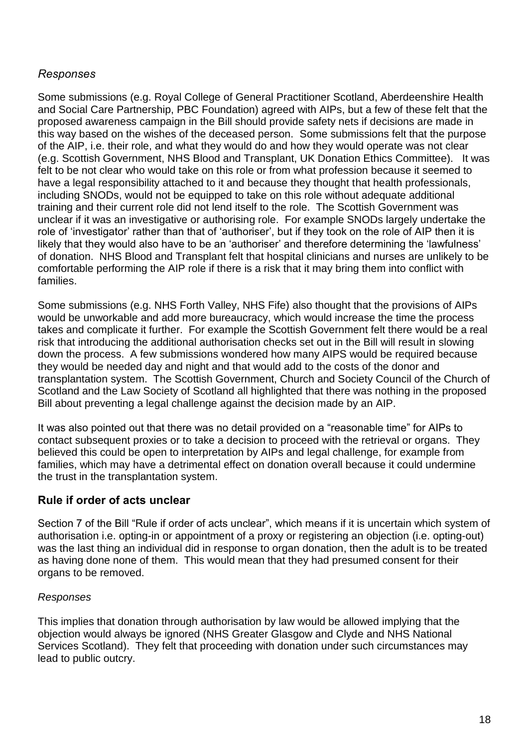*Responses*

Some submissions (e.g. Royal College of General Practitioner Scotland, Aberdeenshire Health and Social Care Partnership, PBC Foundation) agreed with AIPs, but a few of these felt that the proposed awareness campaign in the Bill should provide safety nets if decisions are made in this way based on the wishes of the deceased person. Some submissions felt that the purpose of the AIP, i.e. their role, and what they would do and how they would operate was not clear (e.g. Scottish Government, NHS Blood and Transplant, UK Donation Ethics Committee). It was felt to be not clear who would take on this role or from what profession because it seemed to have a legal responsibility attached to it and because they thought that health professionals, including SNODs, would not be equipped to take on this role without adequate additional training and their current role did not lend itself to the role. The Scottish Government was unclear if it was an investigative or authorising role. For example SNODs largely undertake the role of 'investigator' rather than that of 'authoriser', but if they took on the role of AIP then it is likely that they would also have to be an 'authoriser' and therefore determining the 'lawfulness' of donation. NHS Blood and Transplant felt that hospital clinicians and nurses are unlikely to be comfortable performing the AIP role if there is a risk that it may bring them into conflict with families.

Some submissions (e.g. NHS Forth Valley, NHS Fife) also thought that the provisions of AIPs would be unworkable and add more bureaucracy, which would increase the time the process takes and complicate it further. For example the Scottish Government felt there would be a real risk that introducing the additional authorisation checks set out in the Bill will result in slowing down the process. A few submissions wondered how many AIPS would be required because they would be needed day and night and that would add to the costs of the donor and transplantation system. The Scottish Government, Church and Society Council of the Church of Scotland and the Law Society of Scotland all highlighted that there was nothing in the proposed Bill about preventing a legal challenge against the decision made by an AIP.

It was also pointed out that there was no detail provided on a "reasonable time" for AIPs to contact subsequent proxies or to take a decision to proceed with the retrieval or organs. They believed this could be open to interpretation by AIPs and legal challenge, for example from families, which may have a detrimental effect on donation overall because it could undermine the trust in the transplantation system.

## Rule if order of acts unclear

Section 7 of the Bill "Rule if order of acts unclear", which means if it is uncertain which system of authorisation i.e. opting-in or appointment of a proxy or registering an objection (i.e. opting-out) was the last thing an individual did in response to organ donation, then the adult is to be treated as having done none of them. This would mean that they had presumed consent for their organs to be removed.

*Responses*

This implies that donation through authorisation by law would be allowed implying that the objection would always be ignored (NHS Greater Glasgow and Clyde and NHS National Services Scotland). They felt that proceeding with donation under such circumstances may lead to public outcry.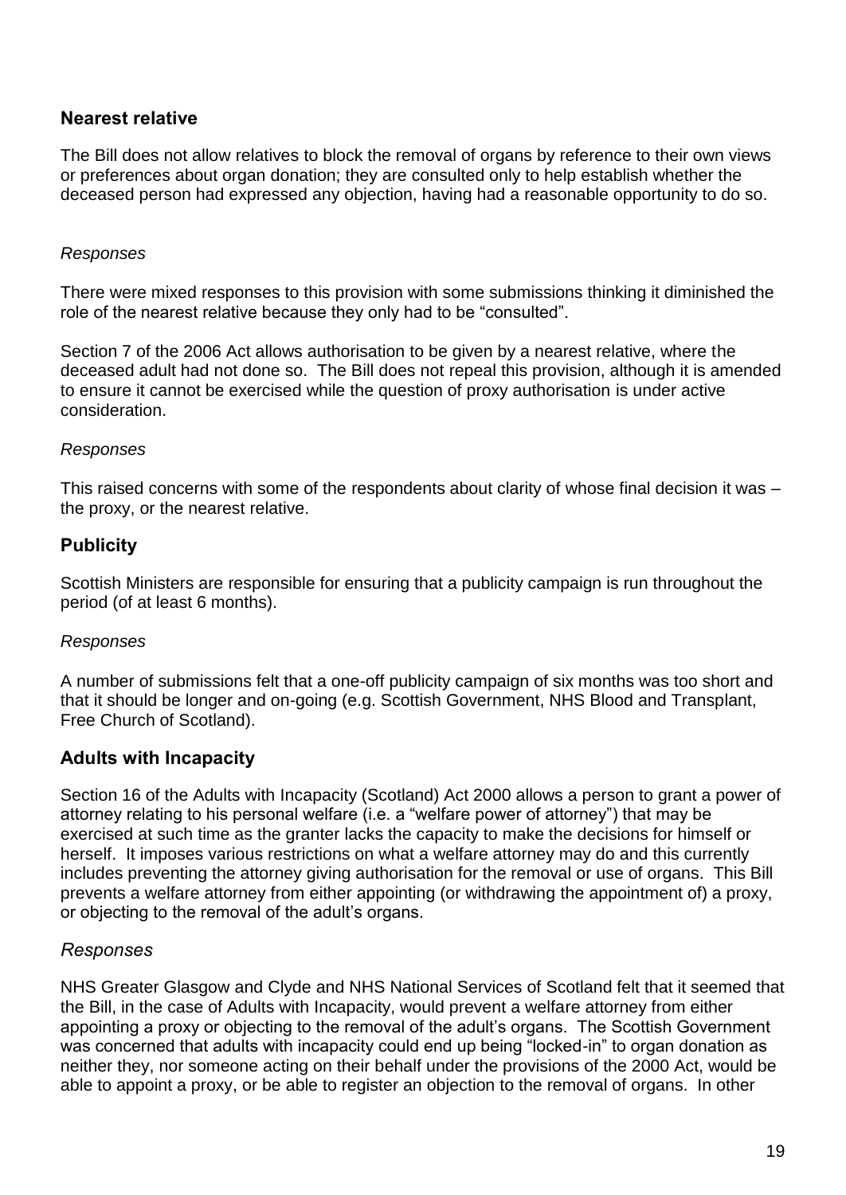## Nearest relative

The Bill does not allow relatives to block the removal of organs by reference to their own views or preferences about organ donation; they are consulted only to help establish whether the deceased person had expressed any objection, having had a reasonable opportunity to do so.

*Responses*

There were mixed responses to this provision with some submissions thinking it diminished the role of the nearest relative because they only had to be "consulted".

Section 7 of the 2006 Act allows authorisation to be given by a nearest relative, where the deceased adult had not done so. The Bill does not repeal this provision, although it is amended to ensure it cannot be exercised while the question of proxy authorisation is under active consideration.

*Responses*

This raised concerns with some of the respondents about clarity of whose final decision it was – the proxy, or the nearest relative.

## Publicity

Scottish Ministers are responsible for ensuring that a publicity campaign is run throughout the period (of at least 6 months).

*Responses*

A number of submissions felt that a one-off publicity campaign of six months was too short and that it should be longer and on-going (e.g. Scottish Government, NHS Blood and Transplant, Free Church of Scotland).

## Adults with Incapacity

Section 16 of the Adults with Incapacity (Scotland) Act 2000 allows a person to grant a power of attorney relating to his personal welfare (i.e. a "welfare power of attorney") that may be exercised at such time as the granter lacks the capacity to make the decisions for himself or herself. It imposes various restrictions on what a welfare attorney may do and this currently includes preventing the attorney giving authorisation for the removal or use of organs. This Bill prevents a welfare attorney from either appointing (or withdrawing the appointment of) a proxy, or objecting to the removal of the adult's organs.

*Responses*

NHS Greater Glasgow and Clyde and NHS National Services of Scotland felt that it seemed that the Bill, in the case of Adults with Incapacity, would prevent a welfare attorney from either appointing a proxy or objecting to the removal of the adult's organs. The Scottish Government was concerned that adults with incapacity could end up being "locked-in" to organ donation as neither they, nor someone acting on their behalf under the provisions of the 2000 Act, would be able to appoint a proxy, or be able to register an objection to the removal of organs. In other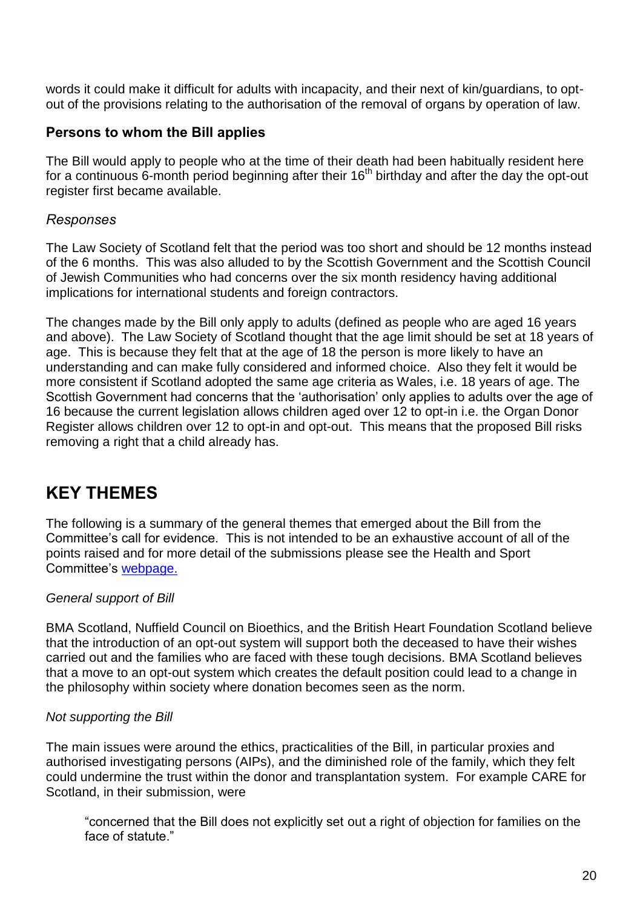words it could make it difficult for adults with incapacity, and their next of kin/guardians, to opt-out of the provisions relating to the authorisation of the removal of organs by operation of law.

### Persons to whom the Bill applies

The Bill would apply to people who at the time of their death had been habitually resident here for a continuous 6-month period beginning after their 16th birthday and after the day the opt-out register first became available.

*Responses*

The Law Society of Scotland felt that the period was too short and should be 12 months instead of the 6 months. This was also alluded to by the Scottish Government and the Scottish Council of Jewish Communities who had concerns over the six month residency having additional implications for international students and foreign contractors.

The changes made by the Bill only apply to adults (defined as people who are aged 16 years and above). The Law Society of Scotland thought that the age limit should be set at 18 years of age. This is because they felt that at the age of 18 the person is more likely to have an understanding and can make fully considered and informed choice. Also they felt it would be more consistent if Scotland adopted the same age criteria as Wales, i.e. 18 years of age. The Scottish Government had concerns that the 'authorisation' only applies to adults over the age of 16 because the current legislation allows children aged over 12 to opt-in i.e. the Organ Donor Register allows children over 12 to opt-in and opt-out. This means that the proposed Bill risks removing a right that a child already has.

## KEY THEMES

The following is a summary of the general themes that emerged about the Bill from the Committee's call for evidence. This is not intended to be an exhaustive account of all of the points raised and for more detail of the submissions please see the Health and Sport Committee's [webpage.]()

*General support of Bill*

BMA Scotland, Nuffield Council on Bioethics, and the British Heart Foundation Scotland believe that the introduction of an opt-out system will support both the deceased to have their wishes carried out and the families who are faced with these tough decisions. BMA Scotland believes that a move to an opt-out system which creates the default position could lead to a change in the philosophy within society where donation becomes seen as the norm.

*Not supporting the Bill*

The main issues were around the ethics, practicalities of the Bill, in particular proxies and authorised investigating persons (AIPs), and the diminished role of the family, which they felt could undermine the trust within the donor and transplantation system. For example CARE for Scotland, in their submission, were

> "concerned that the Bill does not explicitly set out a right of objection for families on the face of statute."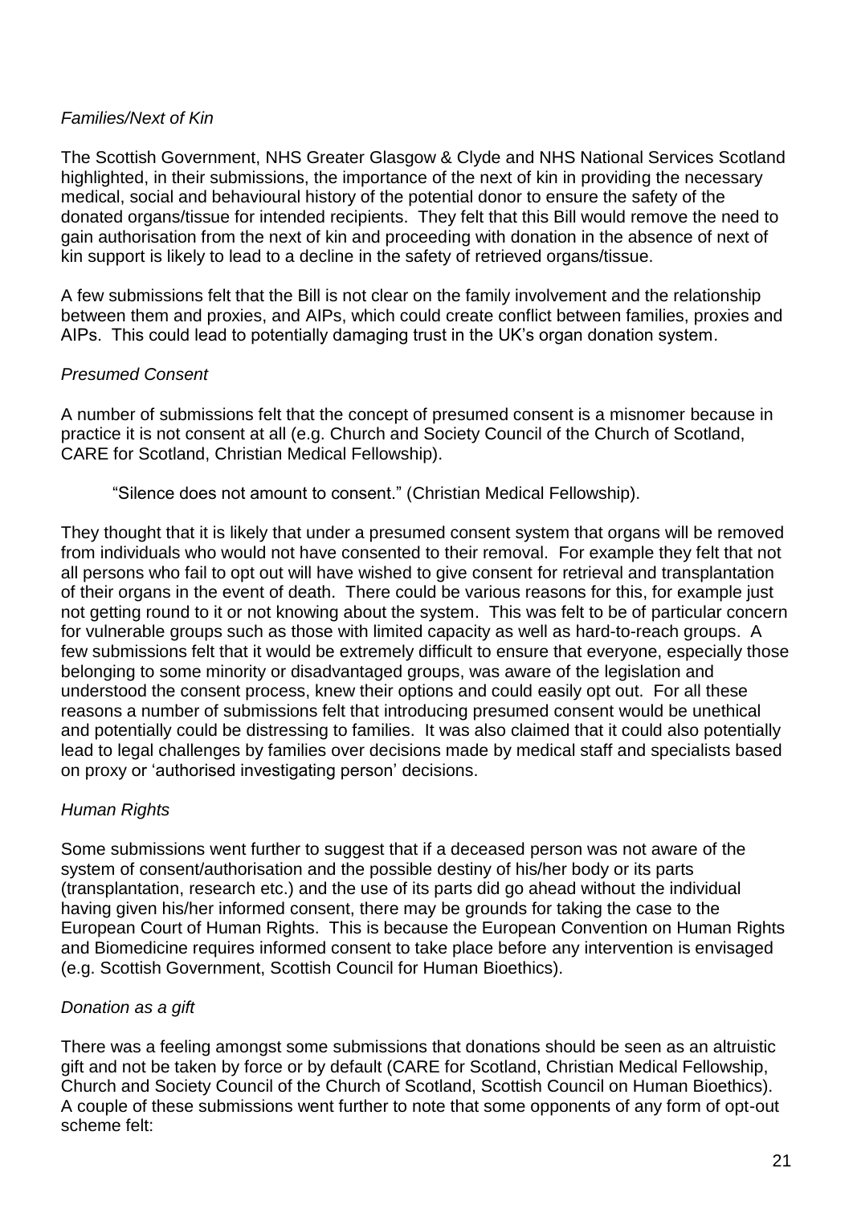*Families/Next of Kin*

The Scottish Government, NHS Greater Glasgow & Clyde and NHS National Services Scotland highlighted, in their submissions, the importance of the next of kin in providing the necessary medical, social and behavioural history of the potential donor to ensure the safety of the donated organs/tissue for intended recipients. They felt that this Bill would remove the need to gain authorisation from the next of kin and proceeding with donation in the absence of next of kin support is likely to lead to a decline in the safety of retrieved organs/tissue.

A few submissions felt that the Bill is not clear on the family involvement and the relationship between them and proxies, and AIPs, which could create conflict between families, proxies and AIPs. This could lead to potentially damaging trust in the UK's organ donation system.

*Presumed Consent*

A number of submissions felt that the concept of presumed consent is a misnomer because in practice it is not consent at all (e.g. Church and Society Council of the Church of Scotland, CARE for Scotland, Christian Medical Fellowship).

> "Silence does not amount to consent." (Christian Medical Fellowship).

They thought that it is likely that under a presumed consent system that organs will be removed from individuals who would not have consented to their removal. For example they felt that not all persons who fail to opt out will have wished to give consent for retrieval and transplantation of their organs in the event of death. There could be various reasons for this, for example just not getting round to it or not knowing about the system. This was felt to be of particular concern for vulnerable groups such as those with limited capacity as well as hard-to-reach groups. A few submissions felt that it would be extremely difficult to ensure that everyone, especially those belonging to some minority or disadvantaged groups, was aware of the legislation and understood the consent process, knew their options and could easily opt out. For all these reasons a number of submissions felt that introducing presumed consent would be unethical and potentially could be distressing to families. It was also claimed that it could also potentially lead to legal challenges by families over decisions made by medical staff and specialists based on proxy or 'authorised investigating person' decisions.

*Human Rights*

Some submissions went further to suggest that if a deceased person was not aware of the system of consent/authorisation and the possible destiny of his/her body or its parts (transplantation, research etc.) and the use of its parts did go ahead without the individual having given his/her informed consent, there may be grounds for taking the case to the European Court of Human Rights. This is because the European Convention on Human Rights and Biomedicine requires informed consent to take place before any intervention is envisaged (e.g. Scottish Government, Scottish Council for Human Bioethics).

*Donation as a gift*

There was a feeling amongst some submissions that donations should be seen as an altruistic gift and not be taken by force or by default (CARE for Scotland, Christian Medical Fellowship, Church and Society Council of the Church of Scotland, Scottish Council on Human Bioethics). A couple of these submissions went further to note that some opponents of any form of opt-out scheme felt: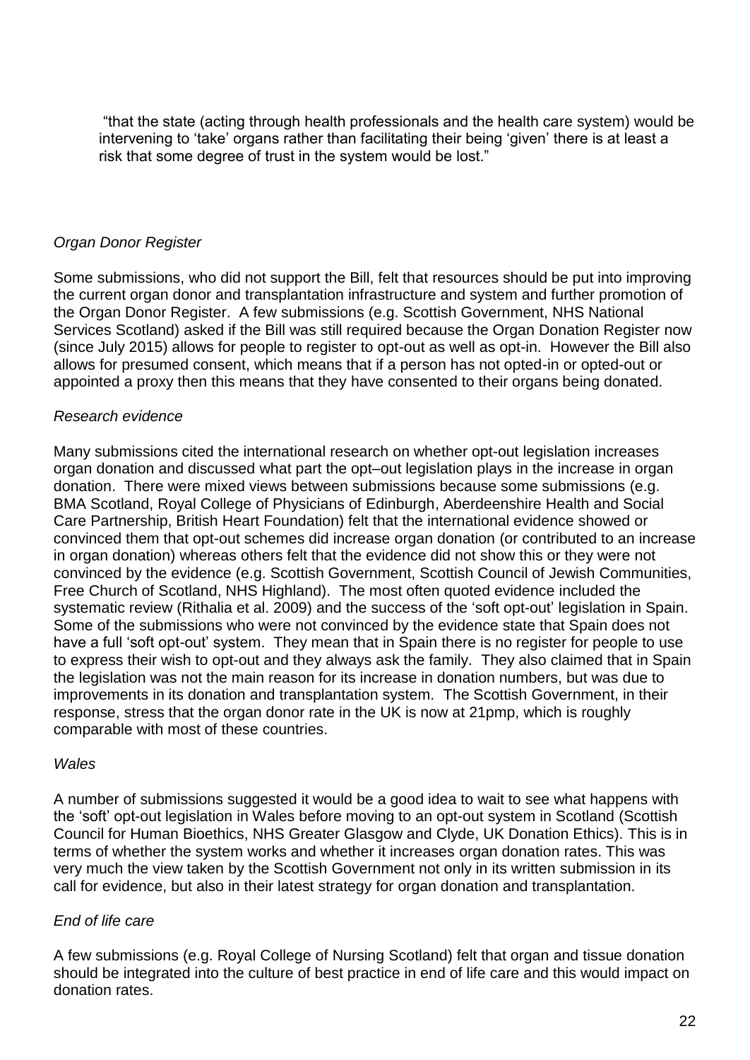> "that the state (acting through health professionals and the health care system) would be intervening to 'take' organs rather than facilitating their being 'given' there is at least a risk that some degree of trust in the system would be lost."

*Organ Donor Register*

Some submissions, who did not support the Bill, felt that resources should be put into improving the current organ donor and transplantation infrastructure and system and further promotion of the Organ Donor Register. A few submissions (e.g. Scottish Government, NHS National Services Scotland) asked if the Bill was still required because the Organ Donation Register now (since July 2015) allows for people to register to opt-out as well as opt-in. However the Bill also allows for presumed consent, which means that if a person has not opted-in or opted-out or appointed a proxy then this means that they have consented to their organs being donated.

*Research evidence*

Many submissions cited the international research on whether opt-out legislation increases organ donation and discussed what part the opt–out legislation plays in the increase in organ donation. There were mixed views between submissions because some submissions (e.g. BMA Scotland, Royal College of Physicians of Edinburgh, Aberdeenshire Health and Social Care Partnership, British Heart Foundation) felt that the international evidence showed or convinced them that opt-out schemes did increase organ donation (or contributed to an increase in organ donation) whereas others felt that the evidence did not show this or they were not convinced by the evidence (e.g. Scottish Government, Scottish Council of Jewish Communities, Free Church of Scotland, NHS Highland). The most often quoted evidence included the systematic review (Rithalia et al. 2009) and the success of the 'soft opt-out' legislation in Spain. Some of the submissions who were not convinced by the evidence state that Spain does not have a full 'soft opt-out' system. They mean that in Spain there is no register for people to use to express their wish to opt-out and they always ask the family. They also claimed that in Spain the legislation was not the main reason for its increase in donation numbers, but was due to improvements in its donation and transplantation system. The Scottish Government, in their response, stress that the organ donor rate in the UK is now at 21pmp, which is roughly comparable with most of these countries.

*Wales*

A number of submissions suggested it would be a good idea to wait to see what happens with the 'soft' opt-out legislation in Wales before moving to an opt-out system in Scotland (Scottish Council for Human Bioethics, NHS Greater Glasgow and Clyde, UK Donation Ethics). This is in terms of whether the system works and whether it increases organ donation rates. This was very much the view taken by the Scottish Government not only in its written submission in its call for evidence, but also in their latest strategy for organ donation and transplantation.

*End of life care*

A few submissions (e.g. Royal College of Nursing Scotland) felt that organ and tissue donation should be integrated into the culture of best practice in end of life care and this would impact on donation rates.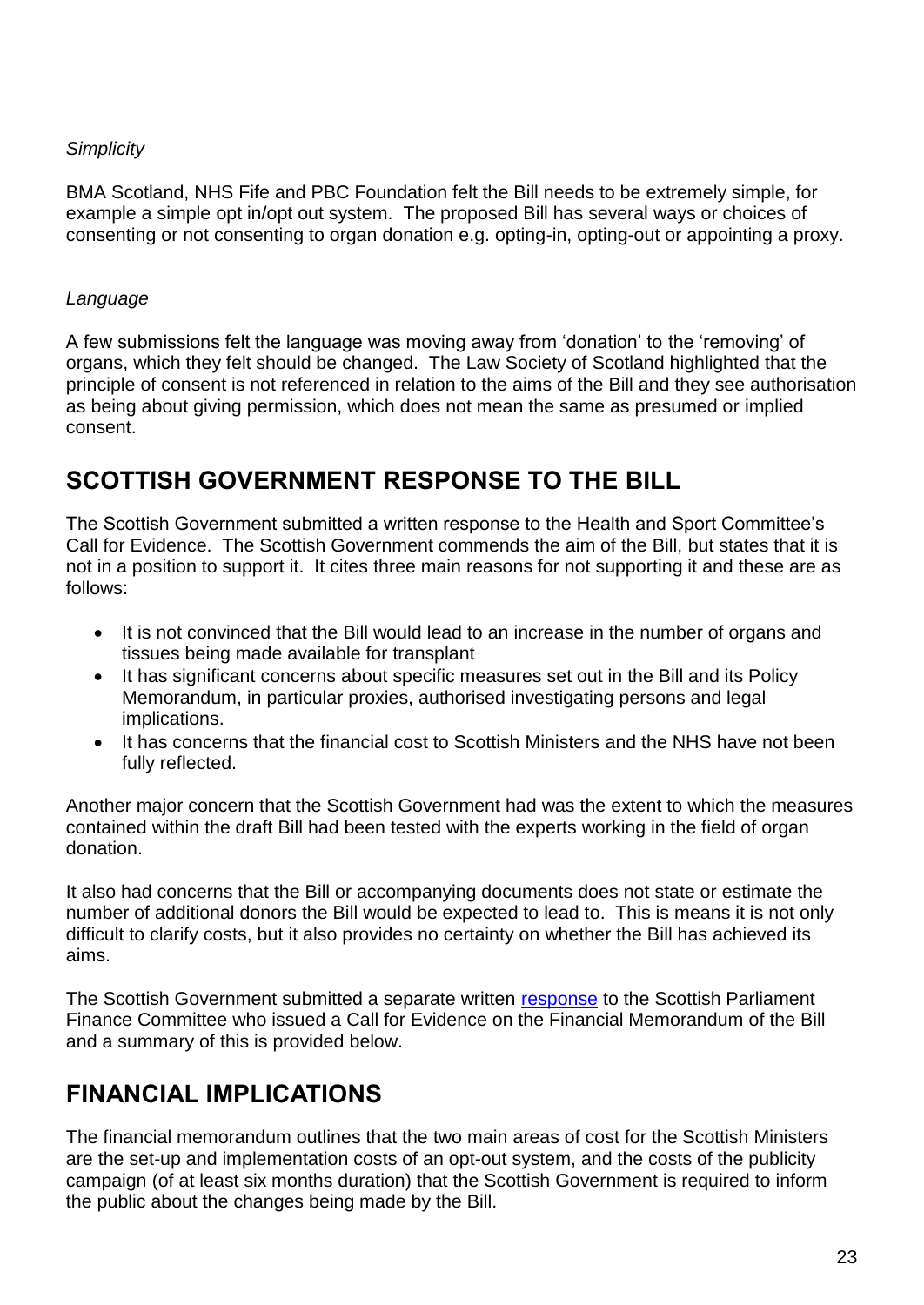*Simplicity*

BMA Scotland, NHS Fife and PBC Foundation felt the Bill needs to be extremely simple, for example a simple opt in/opt out system. The proposed Bill has several ways or choices of consenting or not consenting to organ donation e.g. opting-in, opting-out or appointing a proxy.

*Language*

A few submissions felt the language was moving away from 'donation' to the 'removing' of organs, which they felt should be changed. The Law Society of Scotland highlighted that the principle of consent is not referenced in relation to the aims of the Bill and they see authorisation as being about giving permission, which does not mean the same as presumed or implied consent.

## SCOTTISH GOVERNMENT RESPONSE TO THE BILL

The Scottish Government submitted a written response to the Health and Sport Committee's Call for Evidence. The Scottish Government commends the aim of the Bill, but states that it is not in a position to support it. It cites three main reasons for not supporting it and these are as follows:

- It is not convinced that the Bill would lead to an increase in the number of organs and tissues being made available for transplant
- It has significant concerns about specific measures set out in the Bill and its Policy Memorandum, in particular proxies, authorised investigating persons and legal implications.
- It has concerns that the financial cost to Scottish Ministers and the NHS have not been fully reflected.

Another major concern that the Scottish Government had was the extent to which the measures contained within the draft Bill had been tested with the experts working in the field of organ donation.

It also had concerns that the Bill or accompanying documents does not state or estimate the number of additional donors the Bill would be expected to lead to. This is means it is not only difficult to clarify costs, but it also provides no certainty on whether the Bill has achieved its aims.

The Scottish Government submitted a separate written response to the Scottish Parliament Finance Committee who issued a Call for Evidence on the Financial Memorandum of the Bill and a summary of this is provided below.

## FINANCIAL IMPLICATIONS

The financial memorandum outlines that the two main areas of cost for the Scottish Ministers are the set-up and implementation costs of an opt-out system, and the costs of the publicity campaign (of at least six months duration) that the Scottish Government is required to inform the public about the changes being made by the Bill.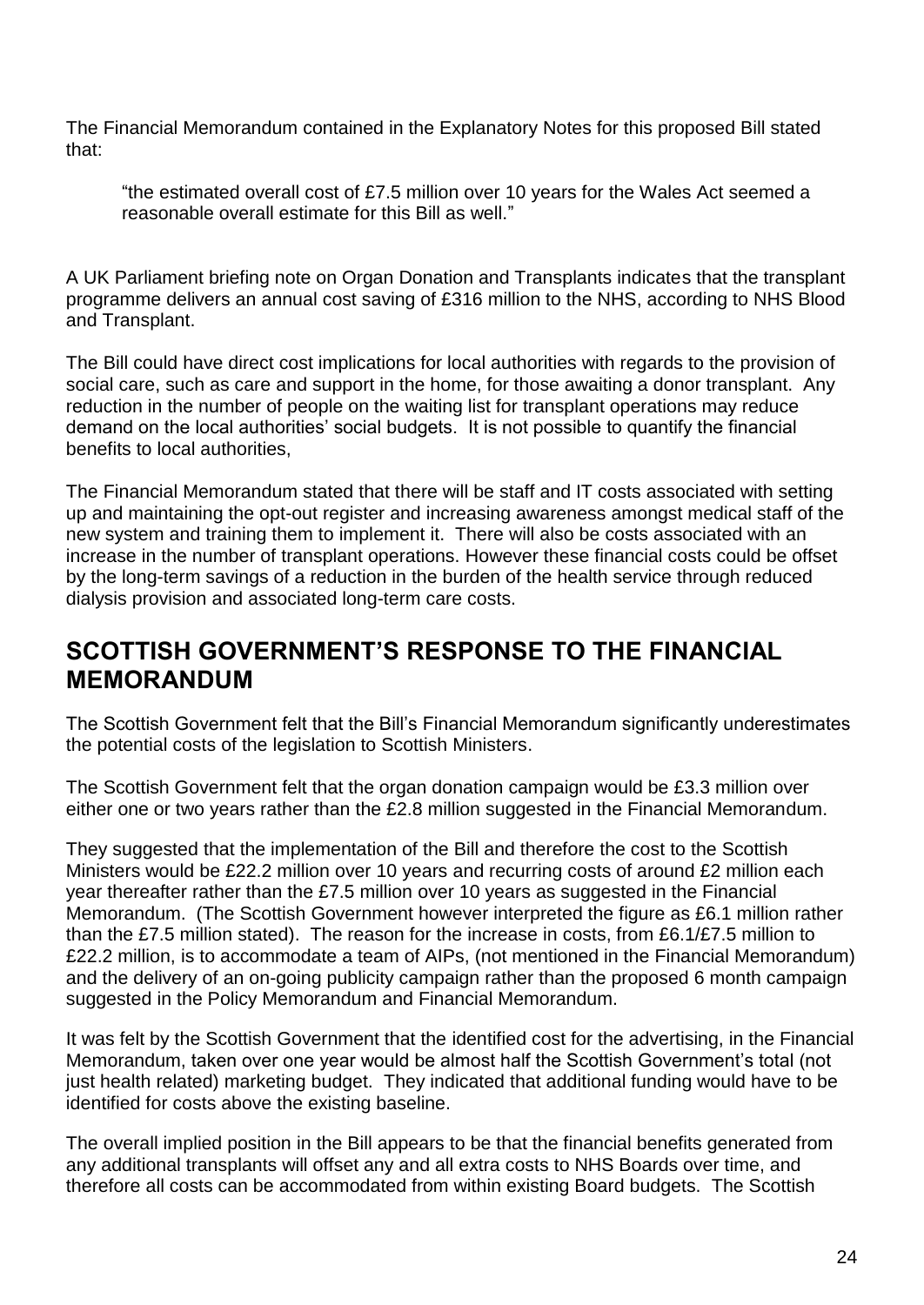The Financial Memorandum contained in the Explanatory Notes for this proposed Bill stated that:

> "the estimated overall cost of £7.5 million over 10 years for the Wales Act seemed a reasonable overall estimate for this Bill as well."

A UK Parliament briefing note on Organ Donation and Transplants indicates that the transplant programme delivers an annual cost saving of £316 million to the NHS, according to NHS Blood and Transplant.

The Bill could have direct cost implications for local authorities with regards to the provision of social care, such as care and support in the home, for those awaiting a donor transplant. Any reduction in the number of people on the waiting list for transplant operations may reduce demand on the local authorities' social budgets. It is not possible to quantify the financial benefits to local authorities,

The Financial Memorandum stated that there will be staff and IT costs associated with setting up and maintaining the opt-out register and increasing awareness amongst medical staff of the new system and training them to implement it. There will also be costs associated with an increase in the number of transplant operations. However these financial costs could be offset by the long-term savings of a reduction in the burden of the health service through reduced dialysis provision and associated long-term care costs.

## SCOTTISH GOVERNMENT'S RESPONSE TO THE FINANCIAL MEMORANDUM

The Scottish Government felt that the Bill's Financial Memorandum significantly underestimates the potential costs of the legislation to Scottish Ministers.

The Scottish Government felt that the organ donation campaign would be £3.3 million over either one or two years rather than the £2.8 million suggested in the Financial Memorandum.

They suggested that the implementation of the Bill and therefore the cost to the Scottish Ministers would be £22.2 million over 10 years and recurring costs of around £2 million each year thereafter rather than the £7.5 million over 10 years as suggested in the Financial Memorandum. (The Scottish Government however interpreted the figure as £6.1 million rather than the £7.5 million stated). The reason for the increase in costs, from £6.1/£7.5 million to £22.2 million, is to accommodate a team of AIPs, (not mentioned in the Financial Memorandum) and the delivery of an on-going publicity campaign rather than the proposed 6 month campaign suggested in the Policy Memorandum and Financial Memorandum.

It was felt by the Scottish Government that the identified cost for the advertising, in the Financial Memorandum, taken over one year would be almost half the Scottish Government's total (not just health related) marketing budget. They indicated that additional funding would have to be identified for costs above the existing baseline.

The overall implied position in the Bill appears to be that the financial benefits generated from any additional transplants will offset any and all extra costs to NHS Boards over time, and therefore all costs can be accommodated from within existing Board budgets. The Scottish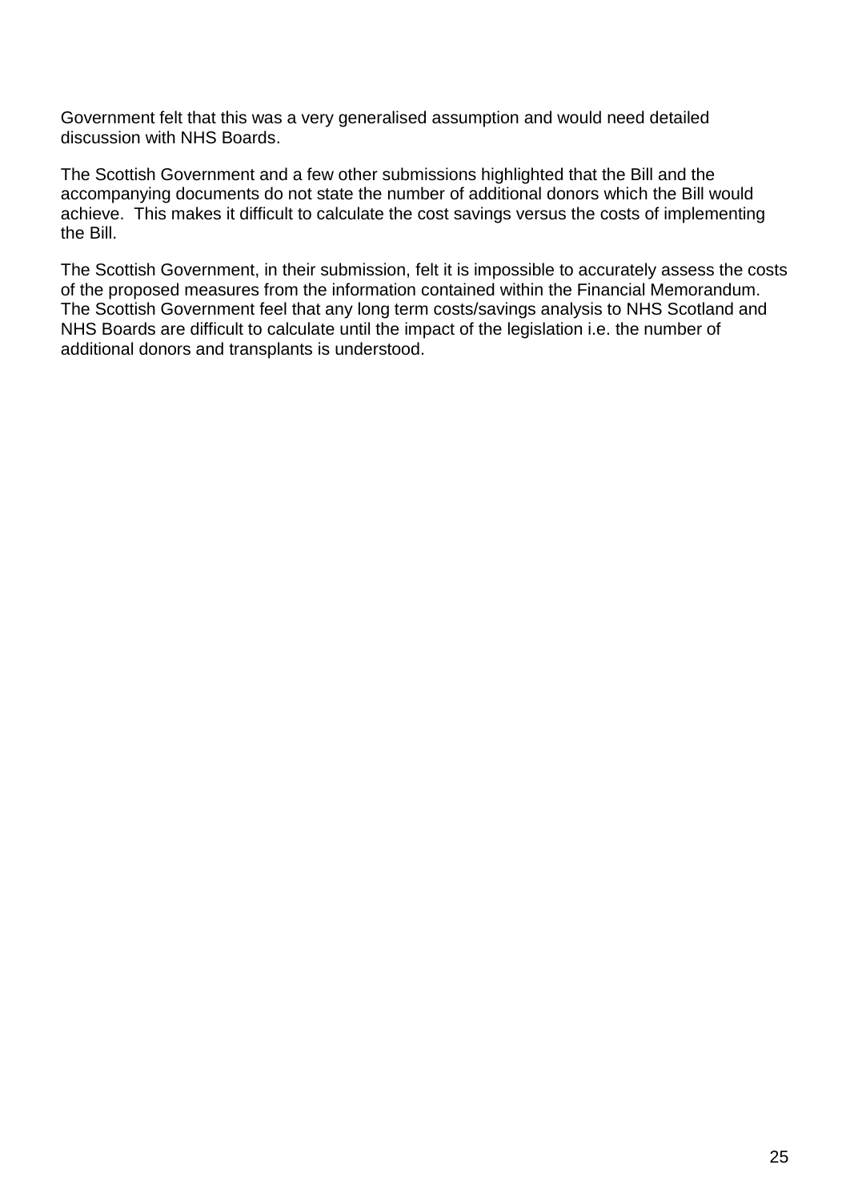Government felt that this was a very generalised assumption and would need detailed discussion with NHS Boards.

The Scottish Government and a few other submissions highlighted that the Bill and the accompanying documents do not state the number of additional donors which the Bill would achieve.  This makes it difficult to calculate the cost savings versus the costs of implementing the Bill.

The Scottish Government, in their submission, felt it is impossible to accurately assess the costs of the proposed measures from the information contained within the Financial Memorandum. The Scottish Government feel that any long term costs/savings analysis to NHS Scotland and NHS Boards are difficult to calculate until the impact of the legislation i.e. the number of additional donors and transplants is understood.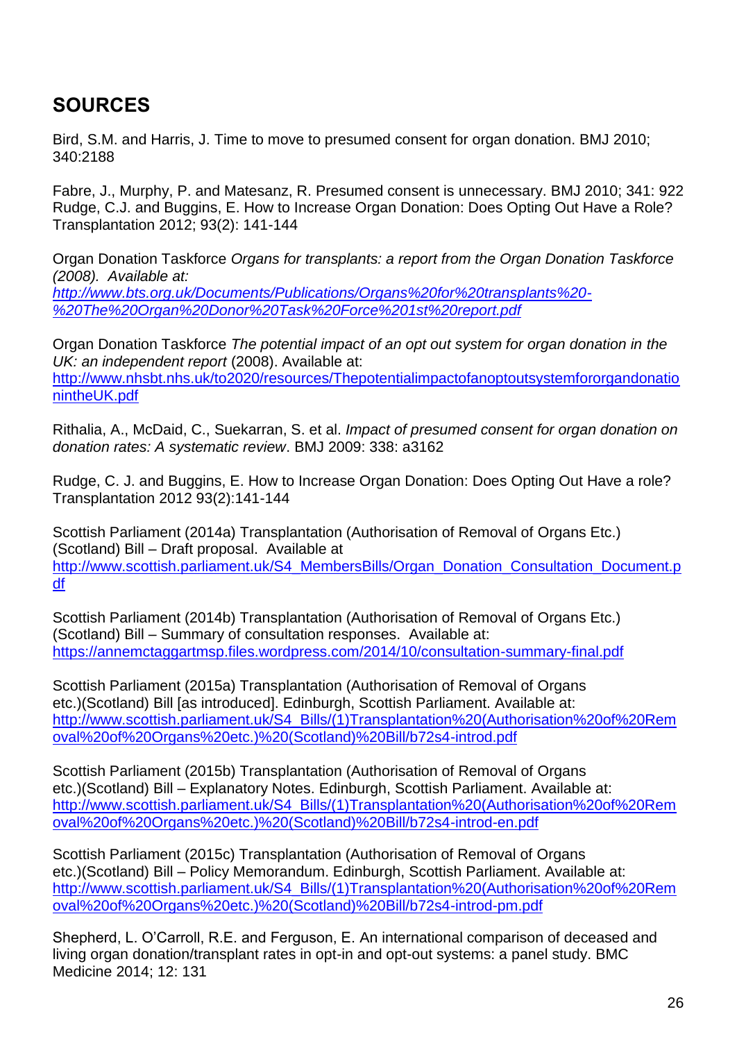## SOURCES

Bird, S.M. and Harris, J. Time to move to presumed consent for organ donation. BMJ 2010; 340:2188

Fabre, J., Murphy, P. and Matesanz, R. Presumed consent is unnecessary. BMJ 2010; 341: 922
Rudge, C.J. and Buggins, E. How to Increase Organ Donation: Does Opting Out Have a Role? Transplantation 2012; 93(2): 141-144

Organ Donation Taskforce *Organs for transplants: a report from the Organ Donation Taskforce (2008). Available at:*
*[http://www.bts.org.uk/Documents/Publications/Organs%20for%20transplants%20-%20The%20Organ%20Donor%20Task%20Force%201st%20report.pdf](http://www.bts.org.uk/Documents/Publications/Organs%20for%20transplants%20-%20The%20Organ%20Donor%20Task%20Force%201st%20report.pdf)*

Organ Donation Taskforce *The potential impact of an opt out system for organ donation in the UK: an independent report* (2008). Available at:
[http://www.nhsbt.nhs.uk/to2020/resources/ThepotentialimpactofanoptoutsystemfororgandonationintheUK.pdf](http://www.nhsbt.nhs.uk/to2020/resources/ThepotentialimpactofanoptoutsystemfororgandonationintheUK.pdf)

Rithalia, A., McDaid, C., Suekarran, S. et al. *Impact of presumed consent for organ donation on donation rates: A systematic review*. BMJ 2009: 338: a3162

Rudge, C. J. and Buggins, E. How to Increase Organ Donation: Does Opting Out Have a role? Transplantation 2012 93(2):141-144

Scottish Parliament (2014a) Transplantation (Authorisation of Removal of Organs Etc.) (Scotland) Bill – Draft proposal. Available at
[http://www.scottish.parliament.uk/S4_MembersBills/Organ_Donation_Consultation_Document.pdf](http://www.scottish.parliament.uk/S4_MembersBills/Organ_Donation_Consultation_Document.pdf)

Scottish Parliament (2014b) Transplantation (Authorisation of Removal of Organs Etc.) (Scotland) Bill – Summary of consultation responses. Available at:
[https://annemctaggartmsp.files.wordpress.com/2014/10/consultation-summary-final.pdf](https://annemctaggartmsp.files.wordpress.com/2014/10/consultation-summary-final.pdf)

Scottish Parliament (2015a) Transplantation (Authorisation of Removal of Organs etc.)(Scotland) Bill [as introduced]. Edinburgh, Scottish Parliament. Available at:
[http://www.scottish.parliament.uk/S4_Bills/(1)Transplantation%20(Authorisation%20of%20Removal%20of%20Organs%20etc.)%20(Scotland)%20Bill/b72s4-introd.pdf](http://www.scottish.parliament.uk/S4_Bills/(1)Transplantation%20(Authorisation%20of%20Removal%20of%20Organs%20etc.)%20(Scotland)%20Bill/b72s4-introd.pdf)

Scottish Parliament (2015b) Transplantation (Authorisation of Removal of Organs etc.)(Scotland) Bill – Explanatory Notes. Edinburgh, Scottish Parliament. Available at:
[http://www.scottish.parliament.uk/S4_Bills/(1)Transplantation%20(Authorisation%20of%20Removal%20of%20Organs%20etc.)%20(Scotland)%20Bill/b72s4-introd-en.pdf](http://www.scottish.parliament.uk/S4_Bills/(1)Transplantation%20(Authorisation%20of%20Removal%20of%20Organs%20etc.)%20(Scotland)%20Bill/b72s4-introd-en.pdf)

Scottish Parliament (2015c) Transplantation (Authorisation of Removal of Organs etc.)(Scotland) Bill – Policy Memorandum. Edinburgh, Scottish Parliament. Available at:
[http://www.scottish.parliament.uk/S4_Bills/(1)Transplantation%20(Authorisation%20of%20Removal%20of%20Organs%20etc.)%20(Scotland)%20Bill/b72s4-introd-pm.pdf](http://www.scottish.parliament.uk/S4_Bills/(1)Transplantation%20(Authorisation%20of%20Removal%20of%20Organs%20etc.)%20(Scotland)%20Bill/b72s4-introd-pm.pdf)

Shepherd, L. O'Carroll, R.E. and Ferguson, E. An international comparison of deceased and living organ donation/transplant rates in opt-in and opt-out systems: a panel study. BMC Medicine 2014; 12: 131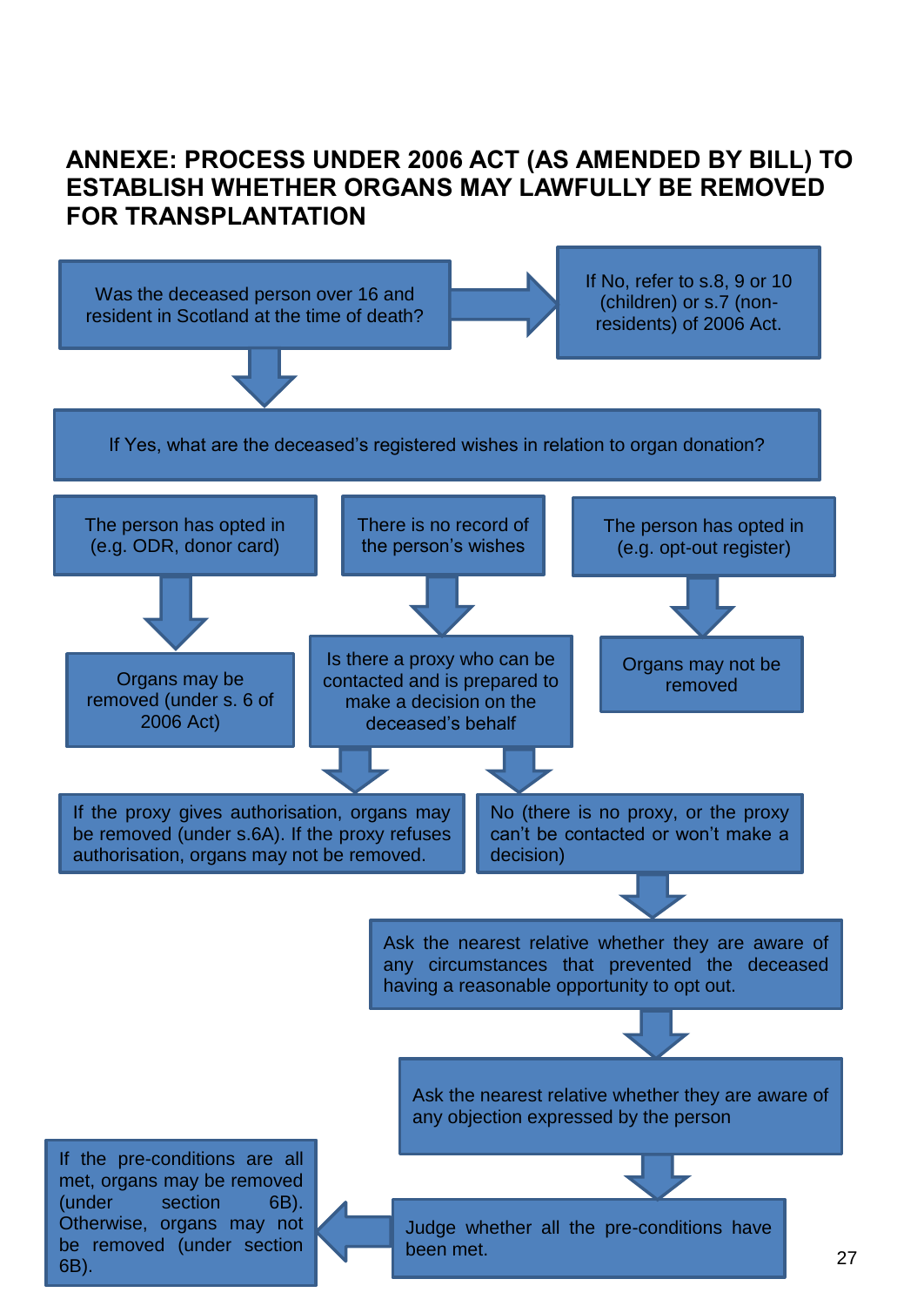## ANNEXE: PROCESS UNDER 2006 ACT (AS AMENDED BY BILL) TO ESTABLISH WHETHER ORGANS MAY LAWFULLY BE REMOVED FOR TRANSPLANTATION

Was the deceased person over 16 and resident in Scotland at the time of death?

If No, refer to s.8, 9 or 10 (children) or s.7 (non-residents) of 2006 Act.

If Yes, what are the deceased's registered wishes in relation to organ donation?

The person has opted in (e.g. ODR, donor card)

Organs may be removed (under s. 6 of 2006 Act)

There is no record of the person's wishes

Is there a proxy who can be contacted and is prepared to make a decision on the deceased's behalf

If the proxy gives authorisation, organs may be removed (under s.6A). If the proxy refuses authorisation, organs may not be removed.

No (there is no proxy, or the proxy can't be contacted or won't make a decision)

Ask the nearest relative whether they are aware of any circumstances that prevented the deceased having a reasonable opportunity to opt out.

Ask the nearest relative whether they are aware of any objection expressed by the person

Judge whether all the pre-conditions have been met.

If the pre-conditions are all met, organs may be removed (under section 6B). Otherwise, organs may not be removed (under section 6B).

The person has opted in (e.g. opt-out register)

Organs may not be removed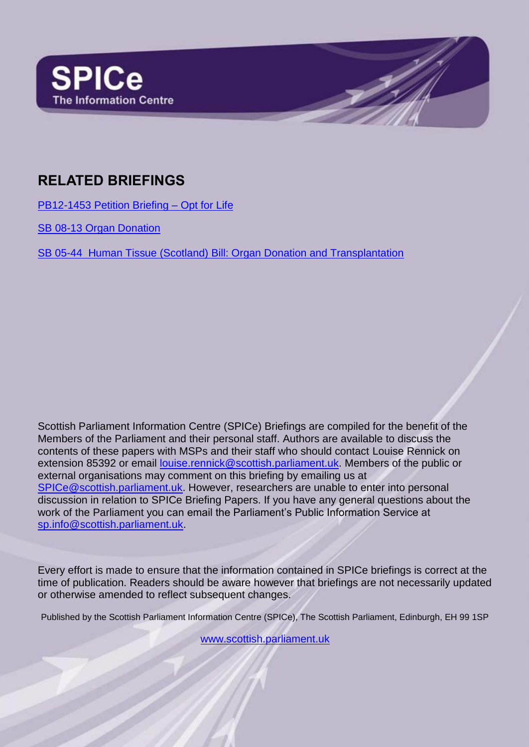SPICe
The Information Centre

## RELATED BRIEFINGS

[PB12-1453 Petition Briefing – Opt for Life]

[SB 08-13 Organ Donation]

[SB 05-44 Human Tissue (Scotland) Bill: Organ Donation and Transplantation]

Scottish Parliament Information Centre (SPICe) Briefings are compiled for the benefit of the Members of the Parliament and their personal staff. Authors are available to discuss the contents of these papers with MSPs and their staff who should contact Louise Rennick on extension 85392 or email louise.rennick@scottish.parliament.uk. Members of the public or external organisations may comment on this briefing by emailing us at SPICe@scottish.parliament.uk. However, researchers are unable to enter into personal discussion in relation to SPICe Briefing Papers. If you have any general questions about the work of the Parliament you can email the Parliament's Public Information Service at sp.info@scottish.parliament.uk.

Every effort is made to ensure that the information contained in SPICe briefings is correct at the time of publication. Readers should be aware however that briefings are not necessarily updated or otherwise amended to reflect subsequent changes.

Published by the Scottish Parliament Information Centre (SPICe), The Scottish Parliament, Edinburgh, EH 99 1SP

www.scottish.parliament.uk